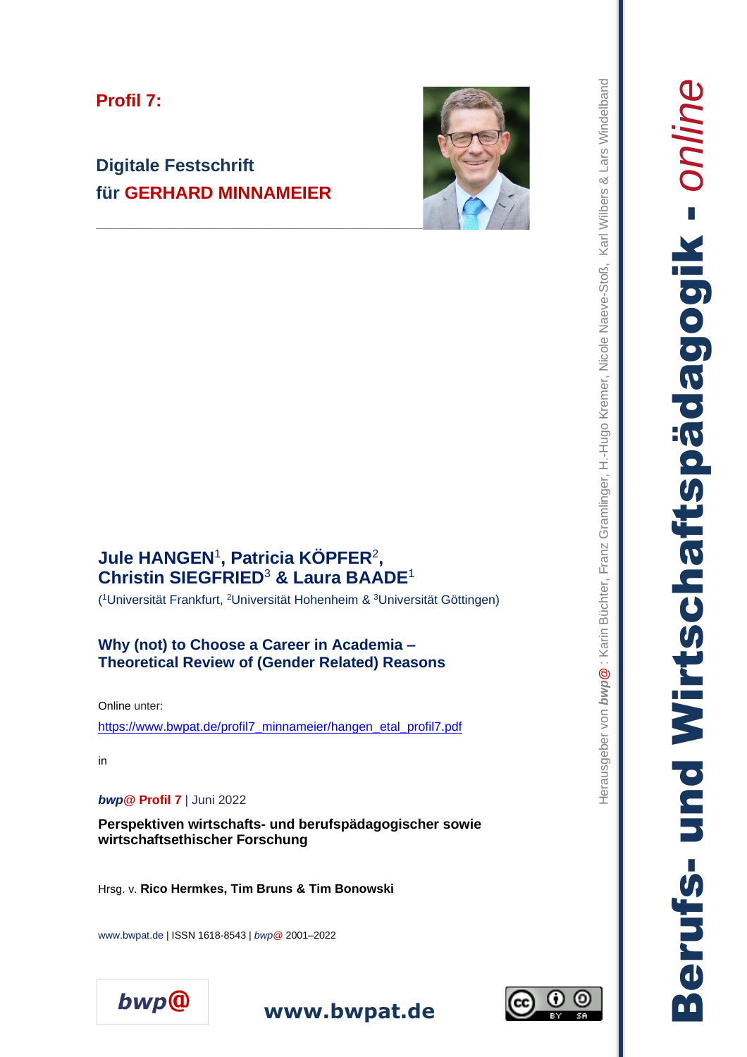**Profil 7:**

**Digitale Festschrift**
**für GERHARD MINNAMEIER**

**Jule HANGEN[1], Patricia KÖPFER[2], Christin SIEGFRIED[3] & Laura BAADE[1]**

([1]Universität Frankfurt, [2]Universität Hohenheim & [3]Universität Göttingen)

# Why (not) to Choose a Career in Academia – Theoretical Review of (Gender Related) Reasons

Online unter:

https://www.bwpat.de/profil7_minnameier/hangen_etal_profil7.pdf

in

***bwp@*** **Profil 7** | Juni 2022

**Perspektiven wirtschafts- und berufspädagogischer sowie wirtschaftsethischer Forschung**

Hrsg. v. **Rico Hermkes, Tim Bruns & Tim Bonowski**

www.bwpat.de | ISSN 1618-8543 | *bwp@* 2001–2022

Herausgeber von ***bwp@*** : Karin Büchter, Franz Gramlinger, H.-Hugo Kremer, Nicole Naeve-Stoß, Karl Wilbers & Lars Windelband

**Berufs- und Wirtschaftspädagogik -** *online*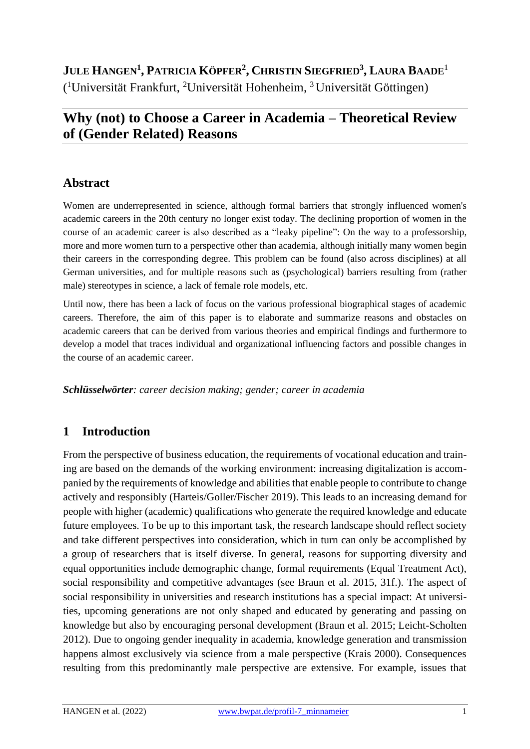**Jule Hangen[1], Patricia Köpfer[2], Christin Siegfried[3], Laura Baade[1]**
([1]Universität Frankfurt, [2]Universität Hohenheim, [3] Universität Göttingen)

# Why (not) to Choose a Career in Academia – Theoretical Review of (Gender Related) Reasons

## Abstract

Women are underrepresented in science, although formal barriers that strongly influenced women's academic careers in the 20th century no longer exist today. The declining proportion of women in the course of an academic career is also described as a "leaky pipeline": On the way to a professorship, more and more women turn to a perspective other than academia, although initially many women begin their careers in the corresponding degree. This problem can be found (also across disciplines) at all German universities, and for multiple reasons such as (psychological) barriers resulting from (rather male) stereotypes in science, a lack of female role models, etc.

Until now, there has been a lack of focus on the various professional biographical stages of academic careers. Therefore, the aim of this paper is to elaborate and summarize reasons and obstacles on academic careers that can be derived from various theories and empirical findings and furthermore to develop a model that traces individual and organizational influencing factors and possible changes in the course of an academic career.

***Schlüsselwörter**: career decision making; gender; career in academia*

## 1 Introduction

From the perspective of business education, the requirements of vocational education and training are based on the demands of the working environment: increasing digitalization is accompanied by the requirements of knowledge and abilities that enable people to contribute to change actively and responsibly (Harteis/Goller/Fischer 2019). This leads to an increasing demand for people with higher (academic) qualifications who generate the required knowledge and educate future employees. To be up to this important task, the research landscape should reflect society and take different perspectives into consideration, which in turn can only be accomplished by a group of researchers that is itself diverse. In general, reasons for supporting diversity and equal opportunities include demographic change, formal requirements (Equal Treatment Act), social responsibility and competitive advantages (see Braun et al. 2015, 31f.). The aspect of social responsibility in universities and research institutions has a special impact: At universities, upcoming generations are not only shaped and educated by generating and passing on knowledge but also by encouraging personal development (Braun et al. 2015; Leicht-Scholten 2012). Due to ongoing gender inequality in academia, knowledge generation and transmission happens almost exclusively via science from a male perspective (Krais 2000). Consequences resulting from this predominantly male perspective are extensive. For example, issues that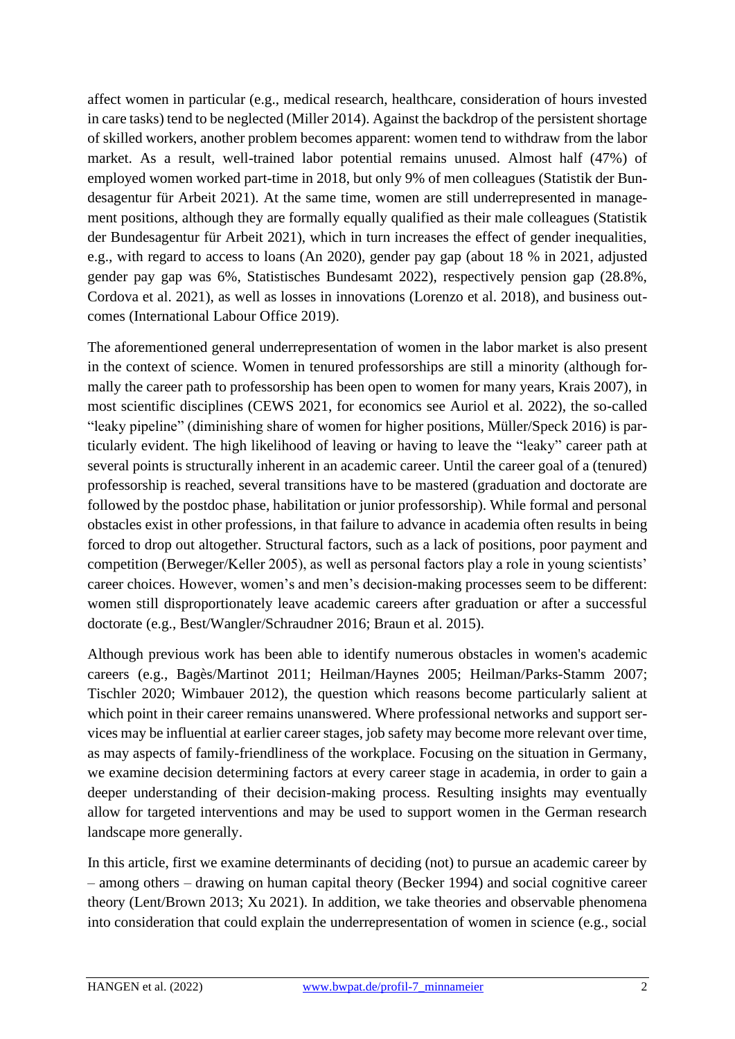affect women in particular (e.g., medical research, healthcare, consideration of hours invested in care tasks) tend to be neglected (Miller 2014). Against the backdrop of the persistent shortage of skilled workers, another problem becomes apparent: women tend to withdraw from the labor market. As a result, well-trained labor potential remains unused. Almost half (47%) of employed women worked part-time in 2018, but only 9% of men colleagues (Statistik der Bundesagentur für Arbeit 2021). At the same time, women are still underrepresented in management positions, although they are formally equally qualified as their male colleagues (Statistik der Bundesagentur für Arbeit 2021), which in turn increases the effect of gender inequalities, e.g., with regard to access to loans (An 2020), gender pay gap (about 18 % in 2021, adjusted gender pay gap was 6%, Statistisches Bundesamt 2022), respectively pension gap (28.8%, Cordova et al. 2021), as well as losses in innovations (Lorenzo et al. 2018), and business outcomes (International Labour Office 2019).

The aforementioned general underrepresentation of women in the labor market is also present in the context of science. Women in tenured professorships are still a minority (although formally the career path to professorship has been open to women for many years, Krais 2007), in most scientific disciplines (CEWS 2021, for economics see Auriol et al. 2022), the so-called "leaky pipeline" (diminishing share of women for higher positions, Müller/Speck 2016) is particularly evident. The high likelihood of leaving or having to leave the "leaky" career path at several points is structurally inherent in an academic career. Until the career goal of a (tenured) professorship is reached, several transitions have to be mastered (graduation and doctorate are followed by the postdoc phase, habilitation or junior professorship). While formal and personal obstacles exist in other professions, in that failure to advance in academia often results in being forced to drop out altogether. Structural factors, such as a lack of positions, poor payment and competition (Berweger/Keller 2005), as well as personal factors play a role in young scientists' career choices. However, women's and men's decision-making processes seem to be different: women still disproportionately leave academic careers after graduation or after a successful doctorate (e.g., Best/Wangler/Schraudner 2016; Braun et al. 2015).

Although previous work has been able to identify numerous obstacles in women's academic careers (e.g., Bagès/Martinot 2011; Heilman/Haynes 2005; Heilman/Parks-Stamm 2007; Tischler 2020; Wimbauer 2012), the question which reasons become particularly salient at which point in their career remains unanswered. Where professional networks and support services may be influential at earlier career stages, job safety may become more relevant over time, as may aspects of family-friendliness of the workplace. Focusing on the situation in Germany, we examine decision determining factors at every career stage in academia, in order to gain a deeper understanding of their decision-making process. Resulting insights may eventually allow for targeted interventions and may be used to support women in the German research landscape more generally.

In this article, first we examine determinants of deciding (not) to pursue an academic career by – among others – drawing on human capital theory (Becker 1994) and social cognitive career theory (Lent/Brown 2013; Xu 2021). In addition, we take theories and observable phenomena into consideration that could explain the underrepresentation of women in science (e.g., social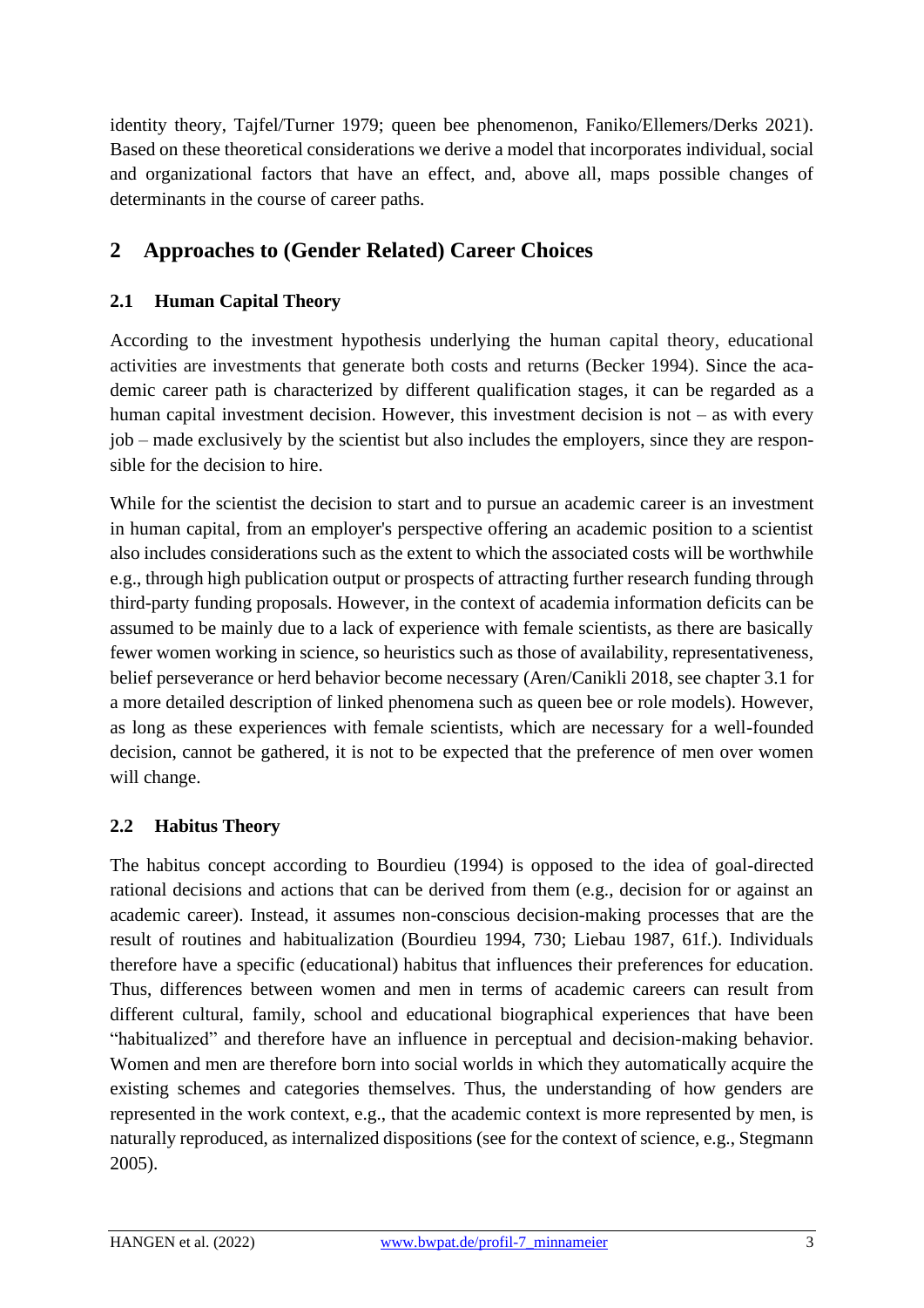identity theory, Tajfel/Turner 1979; queen bee phenomenon, Faniko/Ellemers/Derks 2021). Based on these theoretical considerations we derive a model that incorporates individual, social and organizational factors that have an effect, and, above all, maps possible changes of determinants in the course of career paths.

## 2 Approaches to (Gender Related) Career Choices

### 2.1 Human Capital Theory

According to the investment hypothesis underlying the human capital theory, educational activities are investments that generate both costs and returns (Becker 1994). Since the academic career path is characterized by different qualification stages, it can be regarded as a human capital investment decision. However, this investment decision is not – as with every job – made exclusively by the scientist but also includes the employers, since they are responsible for the decision to hire.

While for the scientist the decision to start and to pursue an academic career is an investment in human capital, from an employer's perspective offering an academic position to a scientist also includes considerations such as the extent to which the associated costs will be worthwhile e.g., through high publication output or prospects of attracting further research funding through third-party funding proposals. However, in the context of academia information deficits can be assumed to be mainly due to a lack of experience with female scientists, as there are basically fewer women working in science, so heuristics such as those of availability, representativeness, belief perseverance or herd behavior become necessary (Aren/Canikli 2018, see chapter 3.1 for a more detailed description of linked phenomena such as queen bee or role models). However, as long as these experiences with female scientists, which are necessary for a well-founded decision, cannot be gathered, it is not to be expected that the preference of men over women will change.

### 2.2 Habitus Theory

The habitus concept according to Bourdieu (1994) is opposed to the idea of goal-directed rational decisions and actions that can be derived from them (e.g., decision for or against an academic career). Instead, it assumes non-conscious decision-making processes that are the result of routines and habitualization (Bourdieu 1994, 730; Liebau 1987, 61f.). Individuals therefore have a specific (educational) habitus that influences their preferences for education. Thus, differences between women and men in terms of academic careers can result from different cultural, family, school and educational biographical experiences that have been "habitualized" and therefore have an influence in perceptual and decision-making behavior. Women and men are therefore born into social worlds in which they automatically acquire the existing schemes and categories themselves. Thus, the understanding of how genders are represented in the work context, e.g., that the academic context is more represented by men, is naturally reproduced, as internalized dispositions (see for the context of science, e.g., Stegmann 2005).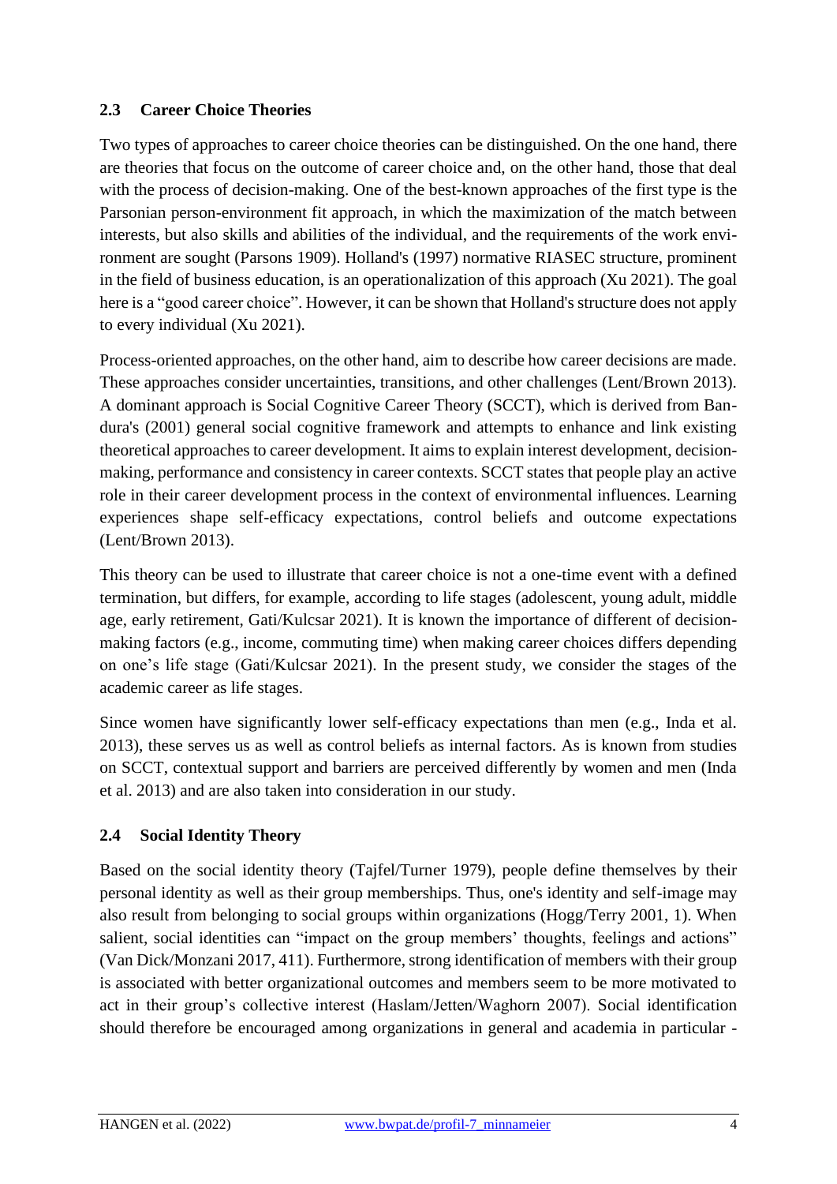## 2.3 Career Choice Theories

Two types of approaches to career choice theories can be distinguished. On the one hand, there are theories that focus on the outcome of career choice and, on the other hand, those that deal with the process of decision-making. One of the best-known approaches of the first type is the Parsonian person-environment fit approach, in which the maximization of the match between interests, but also skills and abilities of the individual, and the requirements of the work environment are sought (Parsons 1909). Holland's (1997) normative RIASEC structure, prominent in the field of business education, is an operationalization of this approach (Xu 2021). The goal here is a "good career choice". However, it can be shown that Holland's structure does not apply to every individual (Xu 2021).

Process-oriented approaches, on the other hand, aim to describe how career decisions are made. These approaches consider uncertainties, transitions, and other challenges (Lent/Brown 2013). A dominant approach is Social Cognitive Career Theory (SCCT), which is derived from Bandura's (2001) general social cognitive framework and attempts to enhance and link existing theoretical approaches to career development. It aims to explain interest development, decision-making, performance and consistency in career contexts. SCCT states that people play an active role in their career development process in the context of environmental influences. Learning experiences shape self-efficacy expectations, control beliefs and outcome expectations (Lent/Brown 2013).

This theory can be used to illustrate that career choice is not a one-time event with a defined termination, but differs, for example, according to life stages (adolescent, young adult, middle age, early retirement, Gati/Kulcsar 2021). It is known the importance of different of decision-making factors (e.g., income, commuting time) when making career choices differs depending on one's life stage (Gati/Kulcsar 2021). In the present study, we consider the stages of the academic career as life stages.

Since women have significantly lower self-efficacy expectations than men (e.g., Inda et al. 2013), these serves us as well as control beliefs as internal factors. As is known from studies on SCCT, contextual support and barriers are perceived differently by women and men (Inda et al. 2013) and are also taken into consideration in our study.

## 2.4 Social Identity Theory

Based on the social identity theory (Tajfel/Turner 1979), people define themselves by their personal identity as well as their group memberships. Thus, one's identity and self-image may also result from belonging to social groups within organizations (Hogg/Terry 2001, 1). When salient, social identities can "impact on the group members' thoughts, feelings and actions" (Van Dick/Monzani 2017, 411). Furthermore, strong identification of members with their group is associated with better organizational outcomes and members seem to be more motivated to act in their group's collective interest (Haslam/Jetten/Waghorn 2007). Social identification should therefore be encouraged among organizations in general and academia in particular -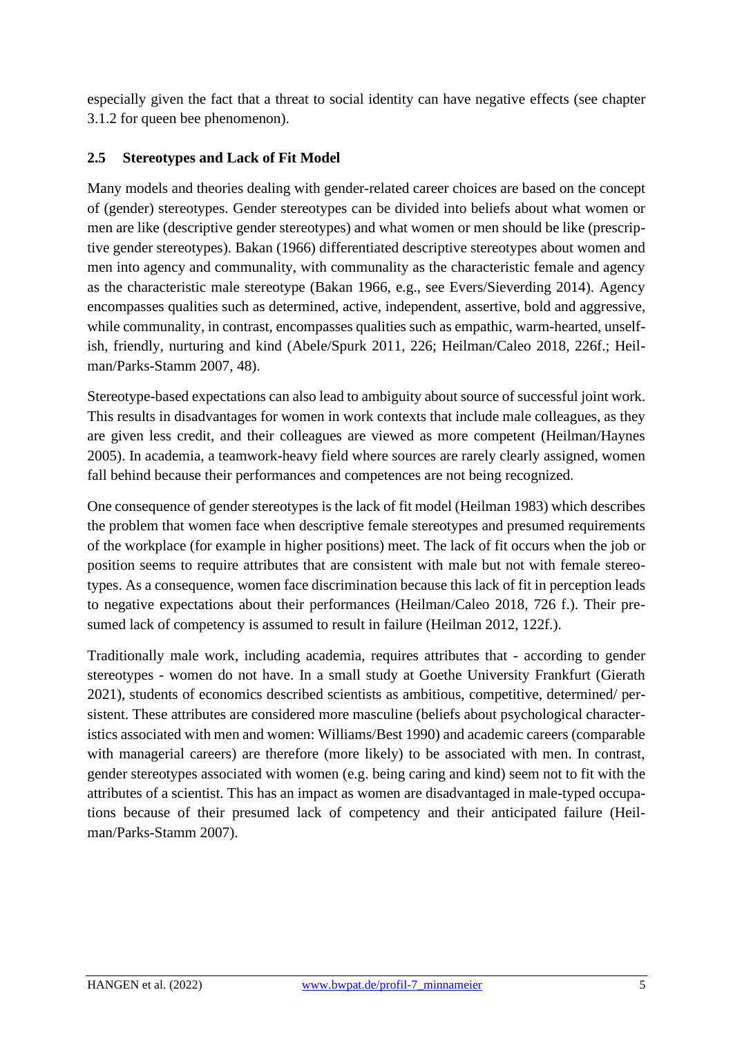especially given the fact that a threat to social identity can have negative effects (see chapter 3.1.2 for queen bee phenomenon).

## 2.5 Stereotypes and Lack of Fit Model

Many models and theories dealing with gender-related career choices are based on the concept of (gender) stereotypes. Gender stereotypes can be divided into beliefs about what women or men are like (descriptive gender stereotypes) and what women or men should be like (prescriptive gender stereotypes). Bakan (1966) differentiated descriptive stereotypes about women and men into agency and communality, with communality as the characteristic female and agency as the characteristic male stereotype (Bakan 1966, e.g., see Evers/Sieverding 2014). Agency encompasses qualities such as determined, active, independent, assertive, bold and aggressive, while communality, in contrast, encompasses qualities such as empathic, warm-hearted, unselfish, friendly, nurturing and kind (Abele/Spurk 2011, 226; Heilman/Caleo 2018, 226f.; Heilman/Parks-Stamm 2007, 48).

Stereotype-based expectations can also lead to ambiguity about source of successful joint work. This results in disadvantages for women in work contexts that include male colleagues, as they are given less credit, and their colleagues are viewed as more competent (Heilman/Haynes 2005). In academia, a teamwork-heavy field where sources are rarely clearly assigned, women fall behind because their performances and competences are not being recognized.

One consequence of gender stereotypes is the lack of fit model (Heilman 1983) which describes the problem that women face when descriptive female stereotypes and presumed requirements of the workplace (for example in higher positions) meet. The lack of fit occurs when the job or position seems to require attributes that are consistent with male but not with female stereotypes. As a consequence, women face discrimination because this lack of fit in perception leads to negative expectations about their performances (Heilman/Caleo 2018, 726 f.). Their presumed lack of competency is assumed to result in failure (Heilman 2012, 122f.).

Traditionally male work, including academia, requires attributes that - according to gender stereotypes - women do not have. In a small study at Goethe University Frankfurt (Gierath 2021), students of economics described scientists as ambitious, competitive, determined/ persistent. These attributes are considered more masculine (beliefs about psychological characteristics associated with men and women: Williams/Best 1990) and academic careers (comparable with managerial careers) are therefore (more likely) to be associated with men. In contrast, gender stereotypes associated with women (e.g. being caring and kind) seem not to fit with the attributes of a scientist. This has an impact as women are disadvantaged in male-typed occupations because of their presumed lack of competency and their anticipated failure (Heilman/Parks-Stamm 2007).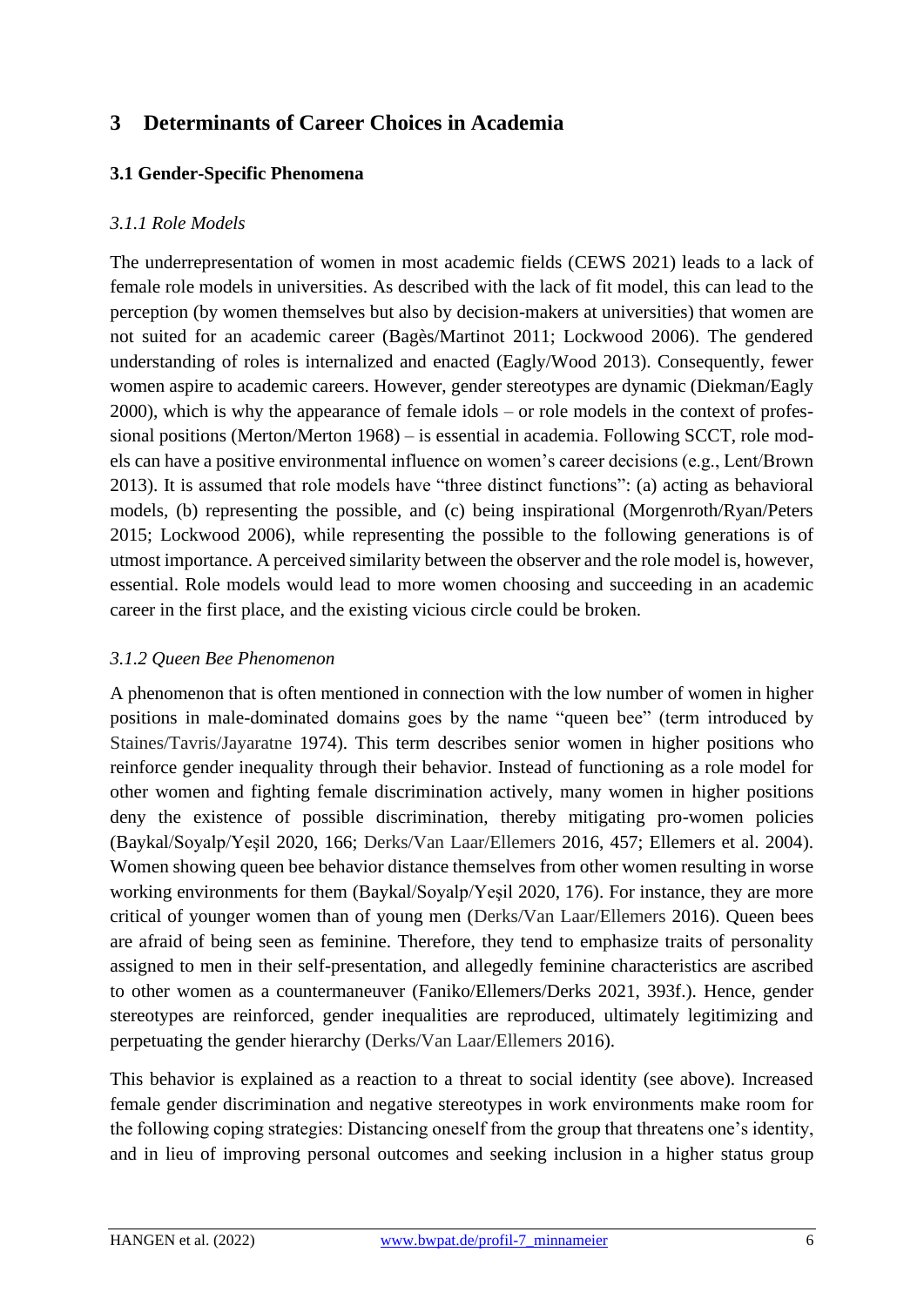# 3 Determinants of Career Choices in Academia

## 3.1 Gender-Specific Phenomena

### *3.1.1 Role Models*

The underrepresentation of women in most academic fields (CEWS 2021) leads to a lack of female role models in universities. As described with the lack of fit model, this can lead to the perception (by women themselves but also by decision-makers at universities) that women are not suited for an academic career (Bagès/Martinot 2011; Lockwood 2006). The gendered understanding of roles is internalized and enacted (Eagly/Wood 2013). Consequently, fewer women aspire to academic careers. However, gender stereotypes are dynamic (Diekman/Eagly 2000), which is why the appearance of female idols – or role models in the context of professional positions (Merton/Merton 1968) – is essential in academia. Following SCCT, role models can have a positive environmental influence on women's career decisions (e.g., Lent/Brown 2013). It is assumed that role models have "three distinct functions": (a) acting as behavioral models, (b) representing the possible, and (c) being inspirational (Morgenroth/Ryan/Peters 2015; Lockwood 2006), while representing the possible to the following generations is of utmost importance. A perceived similarity between the observer and the role model is, however, essential. Role models would lead to more women choosing and succeeding in an academic career in the first place, and the existing vicious circle could be broken.

### *3.1.2 Queen Bee Phenomenon*

A phenomenon that is often mentioned in connection with the low number of women in higher positions in male-dominated domains goes by the name "queen bee" (term introduced by Staines/Tavris/Jayaratne 1974). This term describes senior women in higher positions who reinforce gender inequality through their behavior. Instead of functioning as a role model for other women and fighting female discrimination actively, many women in higher positions deny the existence of possible discrimination, thereby mitigating pro-women policies (Baykal/Soyalp/Yeşil 2020, 166; Derks/Van Laar/Ellemers 2016, 457; Ellemers et al. 2004). Women showing queen bee behavior distance themselves from other women resulting in worse working environments for them (Baykal/Soyalp/Yeşil 2020, 176). For instance, they are more critical of younger women than of young men (Derks/Van Laar/Ellemers 2016). Queen bees are afraid of being seen as feminine. Therefore, they tend to emphasize traits of personality assigned to men in their self-presentation, and allegedly feminine characteristics are ascribed to other women as a countermaneuver (Faniko/Ellemers/Derks 2021, 393f.). Hence, gender stereotypes are reinforced, gender inequalities are reproduced, ultimately legitimizing and perpetuating the gender hierarchy (Derks/Van Laar/Ellemers 2016).

This behavior is explained as a reaction to a threat to social identity (see above). Increased female gender discrimination and negative stereotypes in work environments make room for the following coping strategies: Distancing oneself from the group that threatens one's identity, and in lieu of improving personal outcomes and seeking inclusion in a higher status group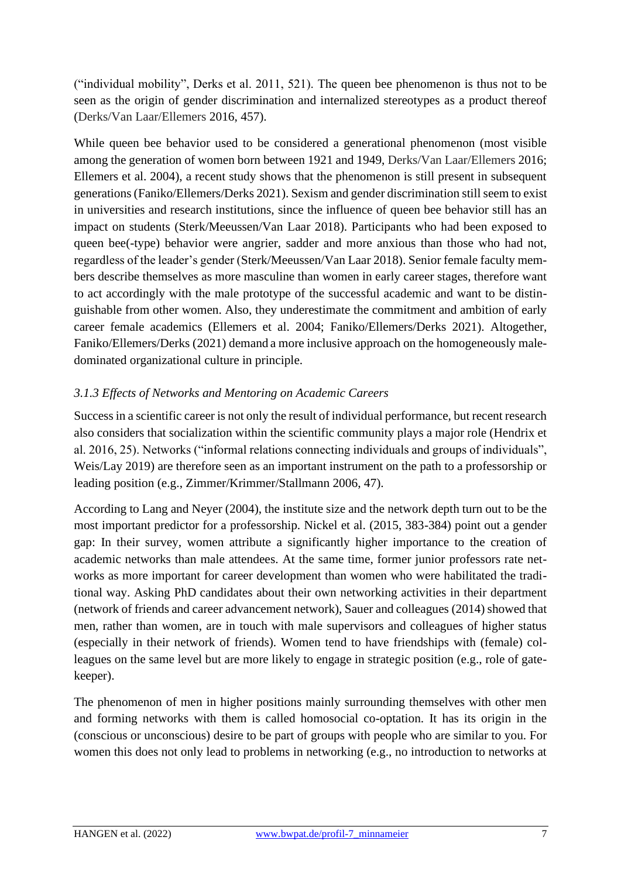("individual mobility", Derks et al. 2011, 521). The queen bee phenomenon is thus not to be seen as the origin of gender discrimination and internalized stereotypes as a product thereof (Derks/Van Laar/Ellemers 2016, 457).

While queen bee behavior used to be considered a generational phenomenon (most visible among the generation of women born between 1921 and 1949, Derks/Van Laar/Ellemers 2016; Ellemers et al. 2004), a recent study shows that the phenomenon is still present in subsequent generations (Faniko/Ellemers/Derks 2021). Sexism and gender discrimination still seem to exist in universities and research institutions, since the influence of queen bee behavior still has an impact on students (Sterk/Meeussen/Van Laar 2018). Participants who had been exposed to queen bee(-type) behavior were angrier, sadder and more anxious than those who had not, regardless of the leader's gender (Sterk/Meeussen/Van Laar 2018). Senior female faculty members describe themselves as more masculine than women in early career stages, therefore want to act accordingly with the male prototype of the successful academic and want to be distinguishable from other women. Also, they underestimate the commitment and ambition of early career female academics (Ellemers et al. 2004; Faniko/Ellemers/Derks 2021). Altogether, Faniko/Ellemers/Derks (2021) demand a more inclusive approach on the homogeneously male-dominated organizational culture in principle.

### *3.1.3 Effects of Networks and Mentoring on Academic Careers*

Success in a scientific career is not only the result of individual performance, but recent research also considers that socialization within the scientific community plays a major role (Hendrix et al. 2016, 25). Networks ("informal relations connecting individuals and groups of individuals", Weis/Lay 2019) are therefore seen as an important instrument on the path to a professorship or leading position (e.g., Zimmer/Krimmer/Stallmann 2006, 47).

According to Lang and Neyer (2004), the institute size and the network depth turn out to be the most important predictor for a professorship. Nickel et al. (2015, 383-384) point out a gender gap: In their survey, women attribute a significantly higher importance to the creation of academic networks than male attendees. At the same time, former junior professors rate networks as more important for career development than women who were habilitated the traditional way. Asking PhD candidates about their own networking activities in their department (network of friends and career advancement network), Sauer and colleagues (2014) showed that men, rather than women, are in touch with male supervisors and colleagues of higher status (especially in their network of friends). Women tend to have friendships with (female) colleagues on the same level but are more likely to engage in strategic position (e.g., role of gatekeeper).

The phenomenon of men in higher positions mainly surrounding themselves with other men and forming networks with them is called homosocial co-optation. It has its origin in the (conscious or unconscious) desire to be part of groups with people who are similar to you. For women this does not only lead to problems in networking (e.g., no introduction to networks at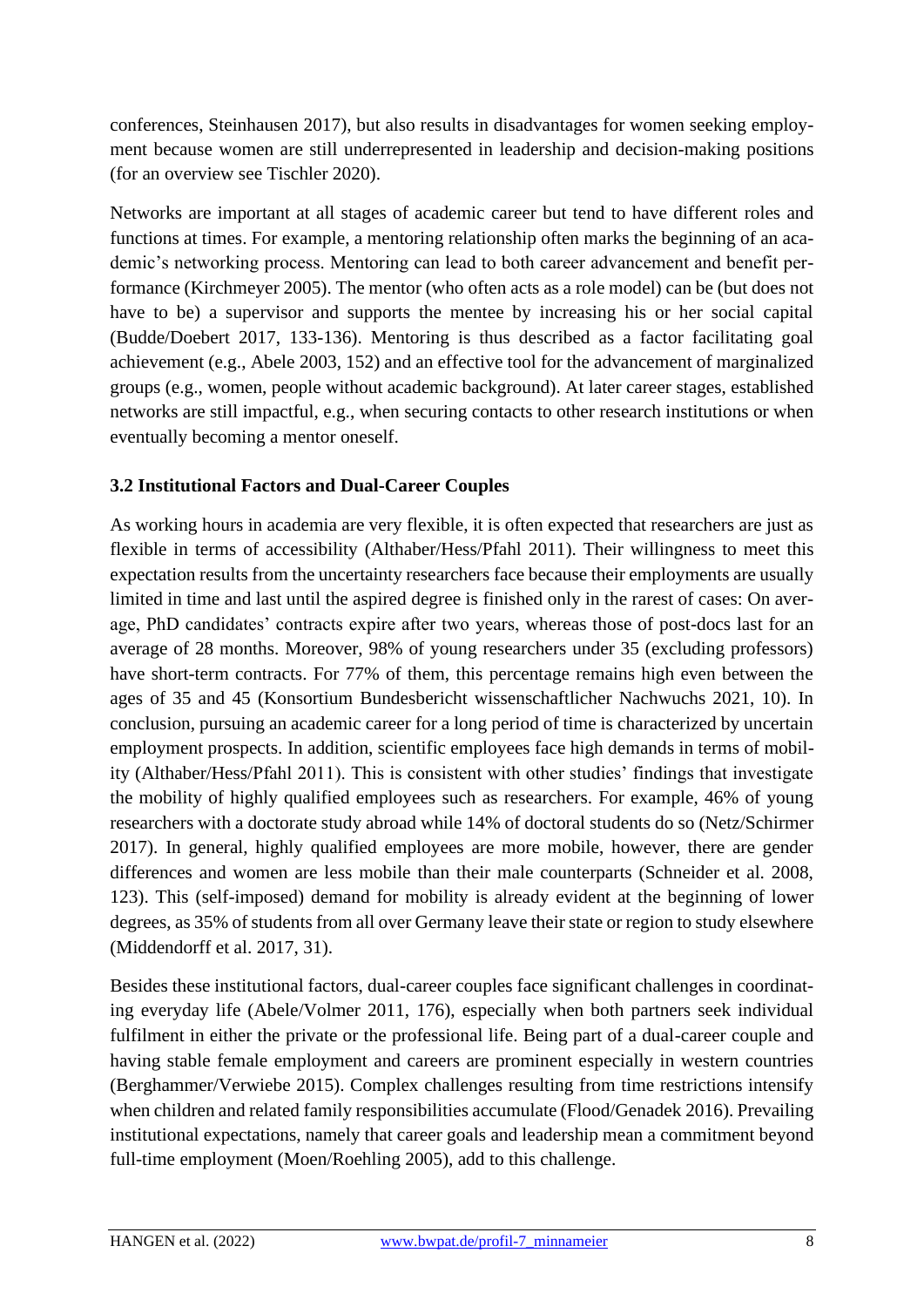conferences, Steinhausen 2017), but also results in disadvantages for women seeking employment because women are still underrepresented in leadership and decision-making positions (for an overview see Tischler 2020).

Networks are important at all stages of academic career but tend to have different roles and functions at times. For example, a mentoring relationship often marks the beginning of an academic's networking process. Mentoring can lead to both career advancement and benefit performance (Kirchmeyer 2005). The mentor (who often acts as a role model) can be (but does not have to be) a supervisor and supports the mentee by increasing his or her social capital (Budde/Doebert 2017, 133-136). Mentoring is thus described as a factor facilitating goal achievement (e.g., Abele 2003, 152) and an effective tool for the advancement of marginalized groups (e.g., women, people without academic background). At later career stages, established networks are still impactful, e.g., when securing contacts to other research institutions or when eventually becoming a mentor oneself.

### 3.2 Institutional Factors and Dual-Career Couples

As working hours in academia are very flexible, it is often expected that researchers are just as flexible in terms of accessibility (Althaber/Hess/Pfahl 2011). Their willingness to meet this expectation results from the uncertainty researchers face because their employments are usually limited in time and last until the aspired degree is finished only in the rarest of cases: On average, PhD candidates' contracts expire after two years, whereas those of post-docs last for an average of 28 months. Moreover, 98% of young researchers under 35 (excluding professors) have short-term contracts. For 77% of them, this percentage remains high even between the ages of 35 and 45 (Konsortium Bundesbericht wissenschaftlicher Nachwuchs 2021, 10). In conclusion, pursuing an academic career for a long period of time is characterized by uncertain employment prospects. In addition, scientific employees face high demands in terms of mobility (Althaber/Hess/Pfahl 2011). This is consistent with other studies' findings that investigate the mobility of highly qualified employees such as researchers. For example, 46% of young researchers with a doctorate study abroad while 14% of doctoral students do so (Netz/Schirmer 2017). In general, highly qualified employees are more mobile, however, there are gender differences and women are less mobile than their male counterparts (Schneider et al. 2008, 123). This (self-imposed) demand for mobility is already evident at the beginning of lower degrees, as 35% of students from all over Germany leave their state or region to study elsewhere (Middendorff et al. 2017, 31).

Besides these institutional factors, dual-career couples face significant challenges in coordinating everyday life (Abele/Volmer 2011, 176), especially when both partners seek individual fulfilment in either the private or the professional life. Being part of a dual-career couple and having stable female employment and careers are prominent especially in western countries (Berghammer/Verwiebe 2015). Complex challenges resulting from time restrictions intensify when children and related family responsibilities accumulate (Flood/Genadek 2016). Prevailing institutional expectations, namely that career goals and leadership mean a commitment beyond full-time employment (Moen/Roehling 2005), add to this challenge.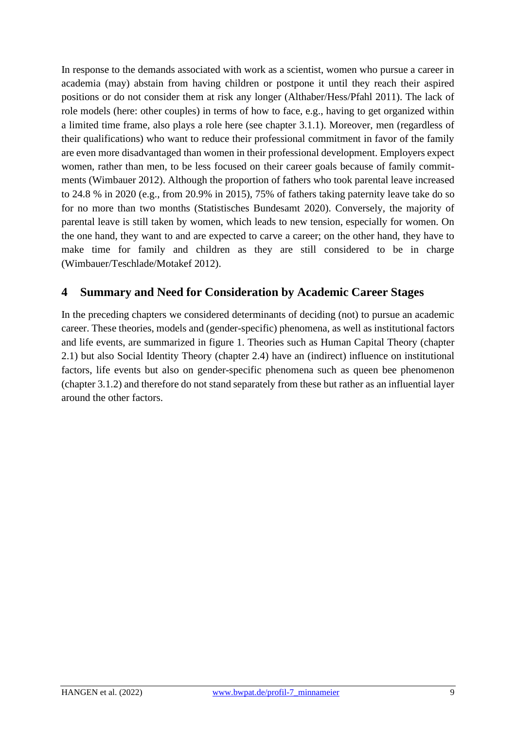In response to the demands associated with work as a scientist, women who pursue a career in academia (may) abstain from having children or postpone it until they reach their aspired positions or do not consider them at risk any longer (Althaber/Hess/Pfahl 2011). The lack of role models (here: other couples) in terms of how to face, e.g., having to get organized within a limited time frame, also plays a role here (see chapter 3.1.1). Moreover, men (regardless of their qualifications) who want to reduce their professional commitment in favor of the family are even more disadvantaged than women in their professional development. Employers expect women, rather than men, to be less focused on their career goals because of family commitments (Wimbauer 2012). Although the proportion of fathers who took parental leave increased to 24.8 % in 2020 (e.g., from 20.9% in 2015), 75% of fathers taking paternity leave take do so for no more than two months (Statistisches Bundesamt 2020). Conversely, the majority of parental leave is still taken by women, which leads to new tension, especially for women. On the one hand, they want to and are expected to carve a career; on the other hand, they have to make time for family and children as they are still considered to be in charge (Wimbauer/Teschlade/Motakef 2012).

## 4 Summary and Need for Consideration by Academic Career Stages

In the preceding chapters we considered determinants of deciding (not) to pursue an academic career. These theories, models and (gender-specific) phenomena, as well as institutional factors and life events, are summarized in figure 1. Theories such as Human Capital Theory (chapter 2.1) but also Social Identity Theory (chapter 2.4) have an (indirect) influence on institutional factors, life events but also on gender-specific phenomena such as queen bee phenomenon (chapter 3.1.2) and therefore do not stand separately from these but rather as an influential layer around the other factors.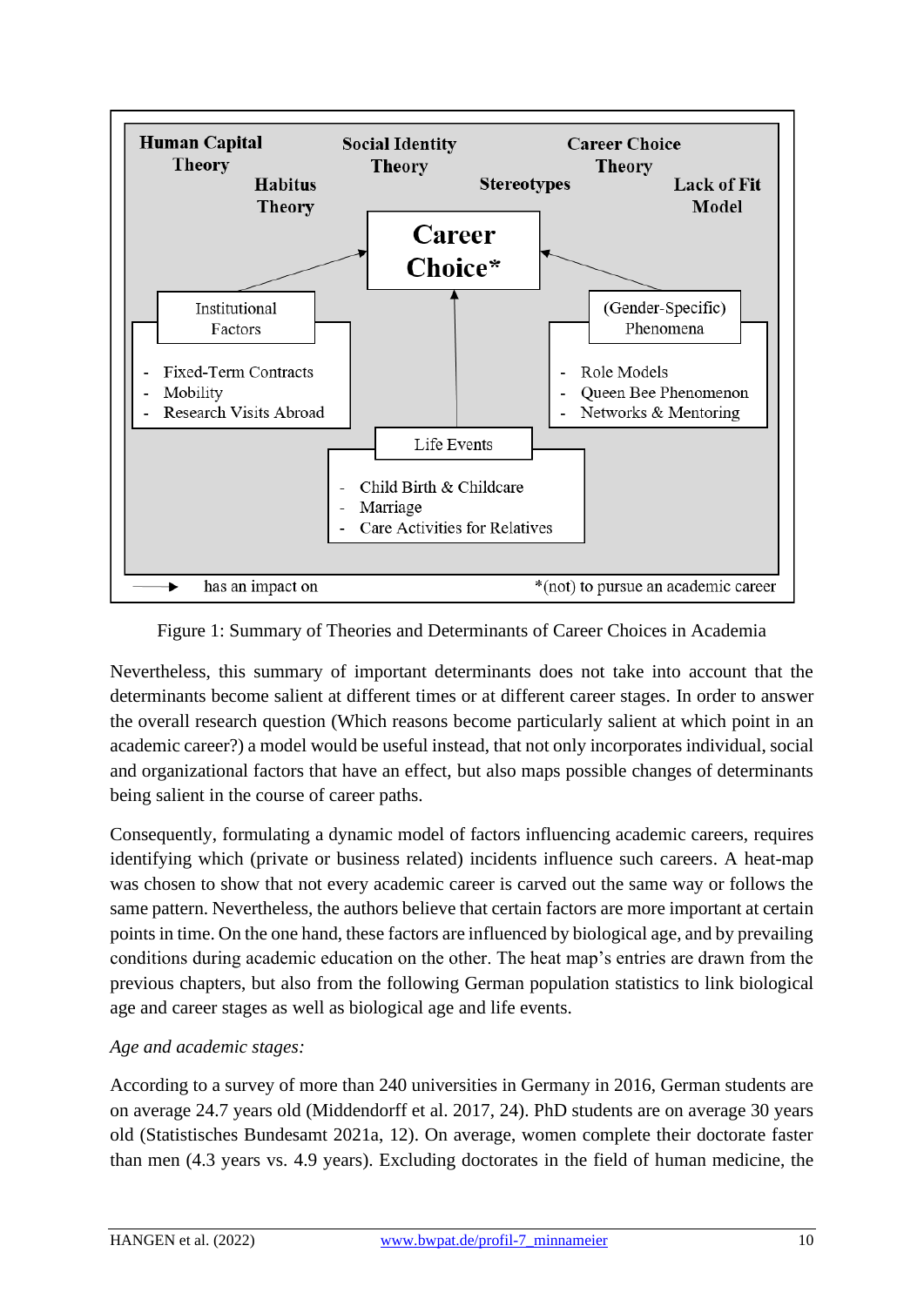Human Capital Theory

Social Identity Theory

Career Choice Theory

Habitus Theory

Stereotypes

Lack of Fit Model

**Career Choice***

Institutional Factors

- Fixed-Term Contracts
- Mobility
- Research Visits Abroad

(Gender-Specific) Phenomena

- Role Models
- Queen Bee Phenomenon
- Networks & Mentoring

Life Events

- Child Birth & Childcare
- Marriage
- Care Activities for Relatives

→ has an impact on　　　　*(not) to pursue an academic career

Figure 1: Summary of Theories and Determinants of Career Choices in Academia

Nevertheless, this summary of important determinants does not take into account that the determinants become salient at different times or at different career stages. In order to answer the overall research question (Which reasons become particularly salient at which point in an academic career?) a model would be useful instead, that not only incorporates individual, social and organizational factors that have an effect, but also maps possible changes of determinants being salient in the course of career paths.

Consequently, formulating a dynamic model of factors influencing academic careers, requires identifying which (private or business related) incidents influence such careers. A heat-map was chosen to show that not every academic career is carved out the same way or follows the same pattern. Nevertheless, the authors believe that certain factors are more important at certain points in time. On the one hand, these factors are influenced by biological age, and by prevailing conditions during academic education on the other. The heat map's entries are drawn from the previous chapters, but also from the following German population statistics to link biological age and career stages as well as biological age and life events.

*Age and academic stages:*

According to a survey of more than 240 universities in Germany in 2016, German students are on average 24.7 years old (Middendorff et al. 2017, 24). PhD students are on average 30 years old (Statistisches Bundesamt 2021a, 12). On average, women complete their doctorate faster than men (4.3 years vs. 4.9 years). Excluding doctorates in the field of human medicine, the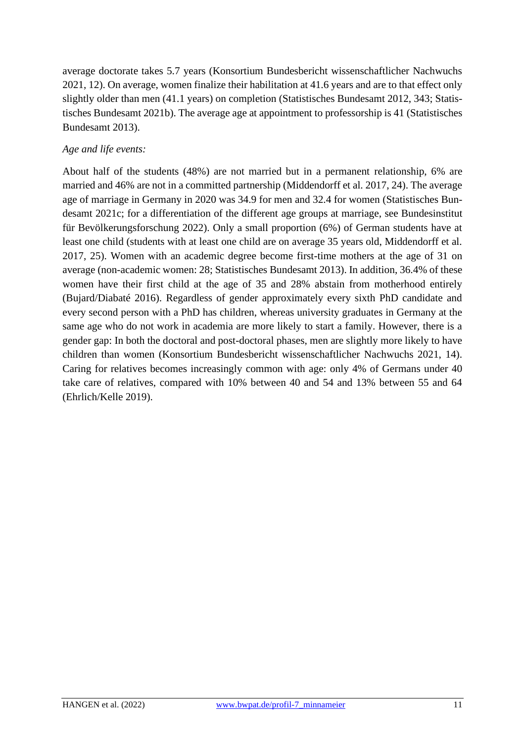average doctorate takes 5.7 years (Konsortium Bundesbericht wissenschaftlicher Nachwuchs 2021, 12). On average, women finalize their habilitation at 41.6 years and are to that effect only slightly older than men (41.1 years) on completion (Statistisches Bundesamt 2012, 343; Statistisches Bundesamt 2021b). The average age at appointment to professorship is 41 (Statistisches Bundesamt 2013).

*Age and life events:*

About half of the students (48%) are not married but in a permanent relationship, 6% are married and 46% are not in a committed partnership (Middendorff et al. 2017, 24). The average age of marriage in Germany in 2020 was 34.9 for men and 32.4 for women (Statistisches Bundesamt 2021c; for a differentiation of the different age groups at marriage, see Bundesinstitut für Bevölkerungsforschung 2022). Only a small proportion (6%) of German students have at least one child (students with at least one child are on average 35 years old, Middendorff et al. 2017, 25). Women with an academic degree become first-time mothers at the age of 31 on average (non-academic women: 28; Statistisches Bundesamt 2013). In addition, 36.4% of these women have their first child at the age of 35 and 28% abstain from motherhood entirely (Bujard/Diabaté 2016). Regardless of gender approximately every sixth PhD candidate and every second person with a PhD has children, whereas university graduates in Germany at the same age who do not work in academia are more likely to start a family. However, there is a gender gap: In both the doctoral and post-doctoral phases, men are slightly more likely to have children than women (Konsortium Bundesbericht wissenschaftlicher Nachwuchs 2021, 14). Caring for relatives becomes increasingly common with age: only 4% of Germans under 40 take care of relatives, compared with 10% between 40 and 54 and 13% between 55 and 64 (Ehrlich/Kelle 2019).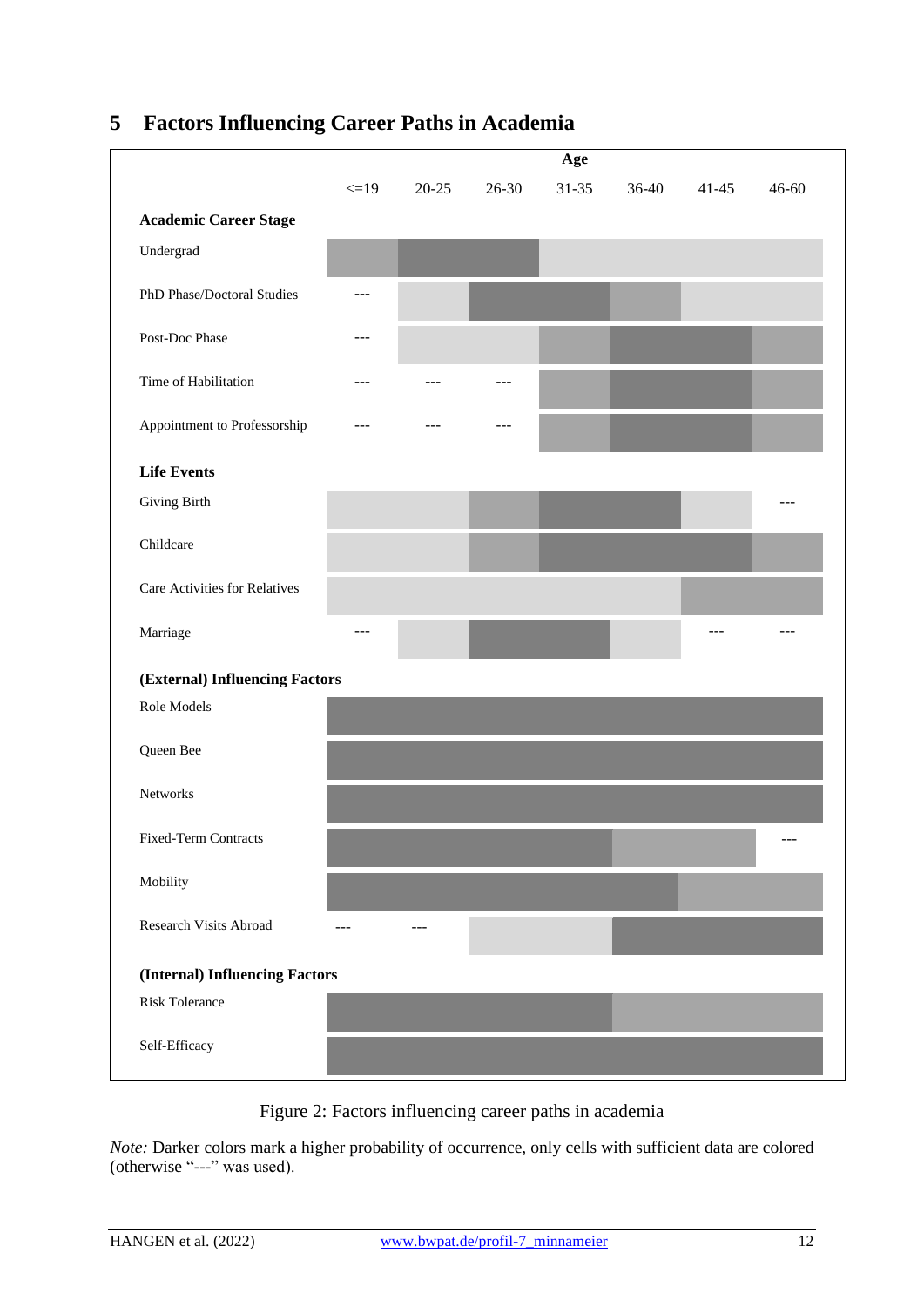## 5 Factors Influencing Career Paths in Academia

| | Age | | | | | | |
|---|---|---|---|---|---|---|---|
| | <=19 | 20-25 | 26-30 | 31-35 | 36-40 | 41-45 | 46-60 |
| **Academic Career Stage** | | | | | | | |
| Undergrad | | | | | | | |
| PhD Phase/Doctoral Studies | --- | | | | | | |
| Post-Doc Phase | --- | | | | | | |
| Time of Habilitation | --- | --- | --- | | | | |
| Appointment to Professorship | --- | --- | --- | | | | |
| **Life Events** | | | | | | | |
| Giving Birth | | | | | | | --- |
| Childcare | | | | | | | |
| Care Activities for Relatives | | | | | | | |
| Marriage | --- | | | | | --- | --- |
| **(External) Influencing Factors** | | | | | | | |
| Role Models | | | | | | | |
| Queen Bee | | | | | | | |
| Networks | | | | | | | |
| Fixed-Term Contracts | | | | | | | --- |
| Mobility | | | | | | | |
| Research Visits Abroad | --- | --- | | | | | |
| **(Internal) Influencing Factors** | | | | | | | |
| Risk Tolerance | | | | | | | |
| Self-Efficacy | | | | | | | |

Figure 2: Factors influencing career paths in academia

*Note:* Darker colors mark a higher probability of occurrence, only cells with sufficient data are colored (otherwise "---" was used).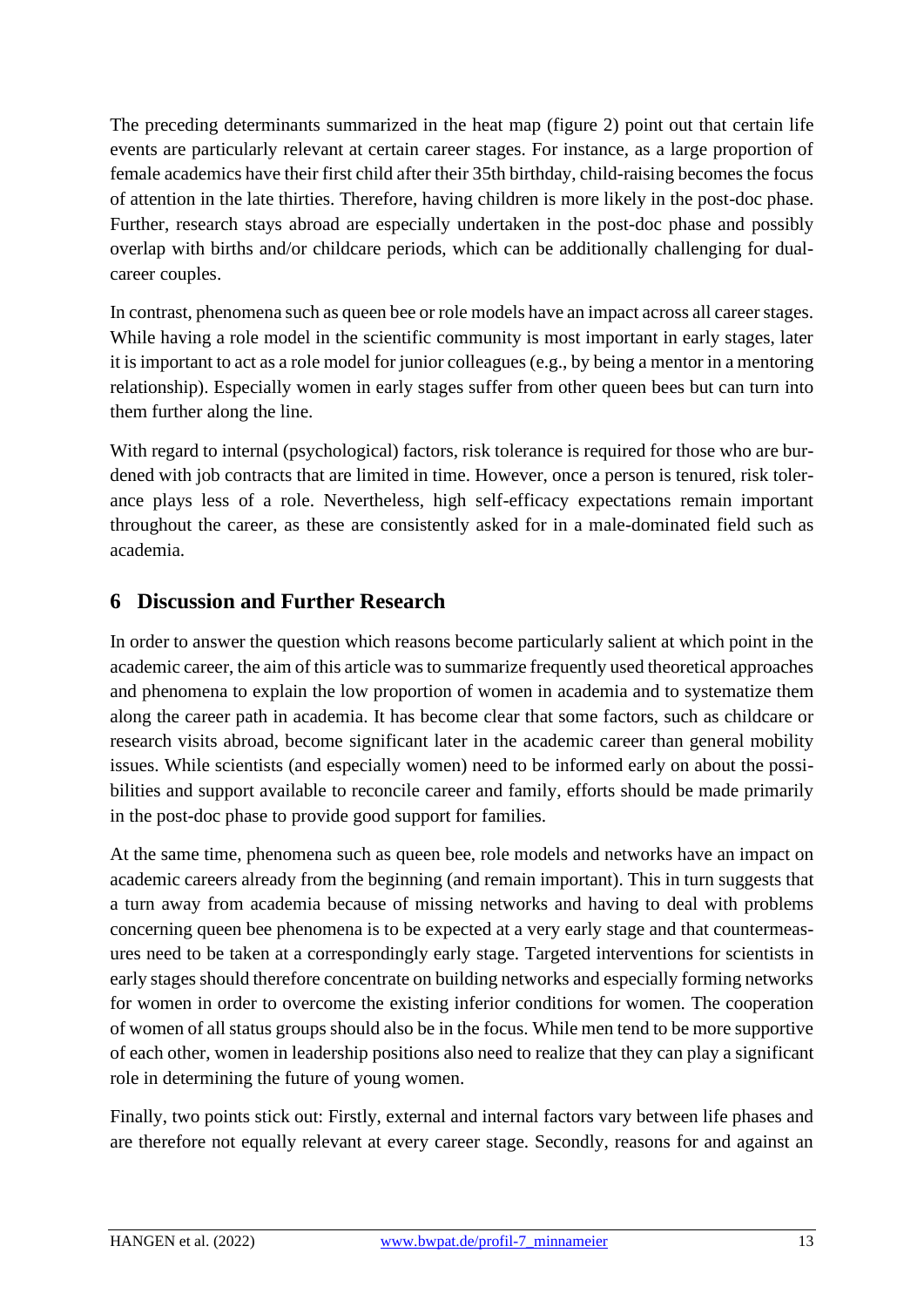The preceding determinants summarized in the heat map (figure 2) point out that certain life events are particularly relevant at certain career stages. For instance, as a large proportion of female academics have their first child after their 35th birthday, child-raising becomes the focus of attention in the late thirties. Therefore, having children is more likely in the post-doc phase. Further, research stays abroad are especially undertaken in the post-doc phase and possibly overlap with births and/or childcare periods, which can be additionally challenging for dual-career couples.

In contrast, phenomena such as queen bee or role models have an impact across all career stages. While having a role model in the scientific community is most important in early stages, later it is important to act as a role model for junior colleagues (e.g., by being a mentor in a mentoring relationship). Especially women in early stages suffer from other queen bees but can turn into them further along the line.

With regard to internal (psychological) factors, risk tolerance is required for those who are burdened with job contracts that are limited in time. However, once a person is tenured, risk tolerance plays less of a role. Nevertheless, high self-efficacy expectations remain important throughout the career, as these are consistently asked for in a male-dominated field such as academia.

## 6 Discussion and Further Research

In order to answer the question which reasons become particularly salient at which point in the academic career, the aim of this article was to summarize frequently used theoretical approaches and phenomena to explain the low proportion of women in academia and to systematize them along the career path in academia. It has become clear that some factors, such as childcare or research visits abroad, become significant later in the academic career than general mobility issues. While scientists (and especially women) need to be informed early on about the possibilities and support available to reconcile career and family, efforts should be made primarily in the post-doc phase to provide good support for families.

At the same time, phenomena such as queen bee, role models and networks have an impact on academic careers already from the beginning (and remain important). This in turn suggests that a turn away from academia because of missing networks and having to deal with problems concerning queen bee phenomena is to be expected at a very early stage and that countermeasures need to be taken at a correspondingly early stage. Targeted interventions for scientists in early stages should therefore concentrate on building networks and especially forming networks for women in order to overcome the existing inferior conditions for women. The cooperation of women of all status groups should also be in the focus. While men tend to be more supportive of each other, women in leadership positions also need to realize that they can play a significant role in determining the future of young women.

Finally, two points stick out: Firstly, external and internal factors vary between life phases and are therefore not equally relevant at every career stage. Secondly, reasons for and against an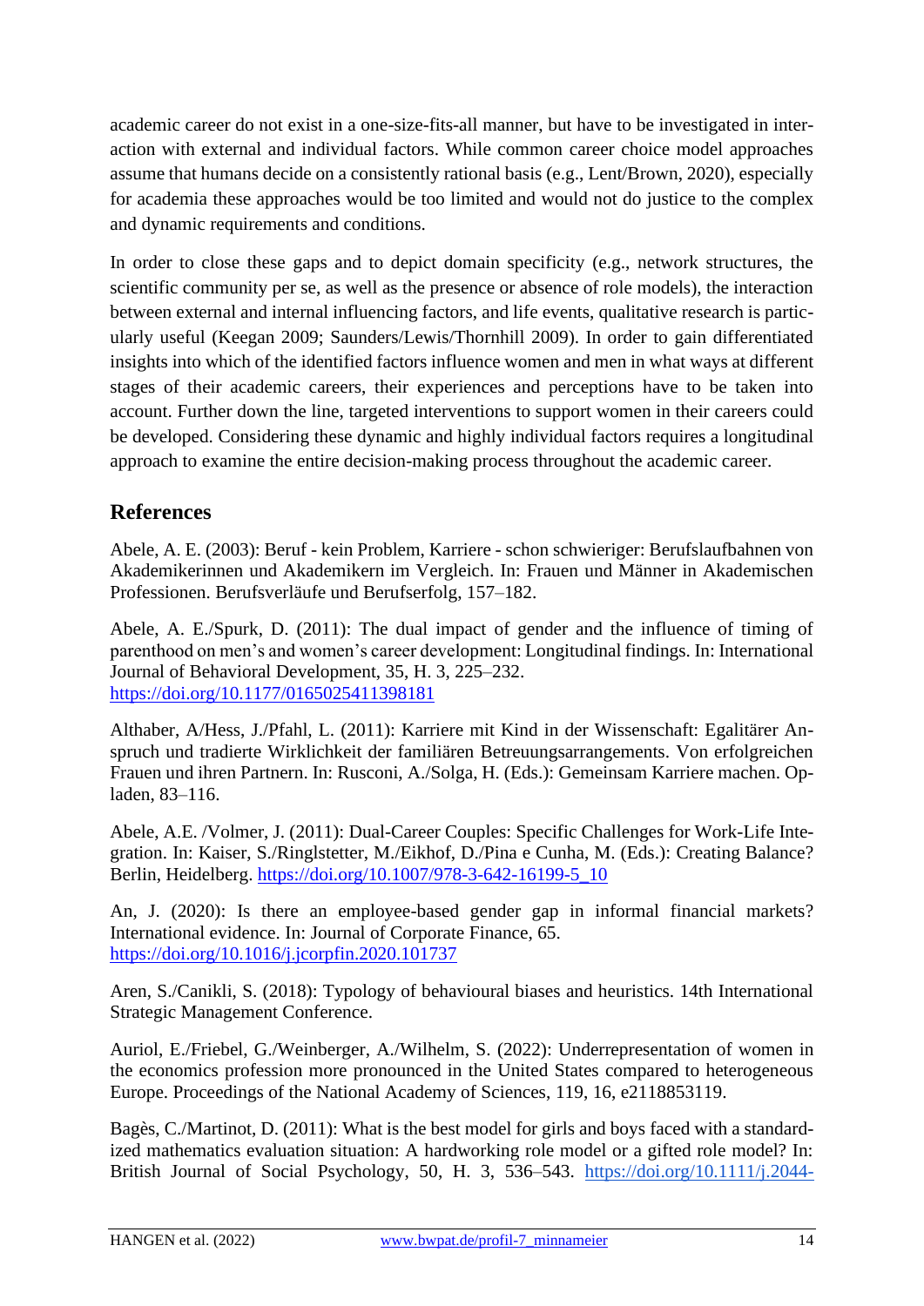academic career do not exist in a one-size-fits-all manner, but have to be investigated in interaction with external and individual factors. While common career choice model approaches assume that humans decide on a consistently rational basis (e.g., Lent/Brown, 2020), especially for academia these approaches would be too limited and would not do justice to the complex and dynamic requirements and conditions.

In order to close these gaps and to depict domain specificity (e.g., network structures, the scientific community per se, as well as the presence or absence of role models), the interaction between external and internal influencing factors, and life events, qualitative research is particularly useful (Keegan 2009; Saunders/Lewis/Thornhill 2009). In order to gain differentiated insights into which of the identified factors influence women and men in what ways at different stages of their academic careers, their experiences and perceptions have to be taken into account. Further down the line, targeted interventions to support women in their careers could be developed. Considering these dynamic and highly individual factors requires a longitudinal approach to examine the entire decision-making process throughout the academic career.

## References

Abele, A. E. (2003): Beruf - kein Problem, Karriere - schon schwieriger: Berufslaufbahnen von Akademikerinnen und Akademikern im Vergleich. In: Frauen und Männer in Akademischen Professionen. Berufsverläufe und Berufserfolg, 157–182.

Abele, A. E./Spurk, D. (2011): The dual impact of gender and the influence of timing of parenthood on men's and women's career development: Longitudinal findings. In: International Journal of Behavioral Development, 35, H. 3, 225–232. https://doi.org/10.1177/0165025411398181

Althaber, A/Hess, J./Pfahl, L. (2011): Karriere mit Kind in der Wissenschaft: Egalitärer Anspruch und tradierte Wirklichkeit der familiären Betreuungsarrangements. Von erfolgreichen Frauen und ihren Partnern. In: Rusconi, A./Solga, H. (Eds.): Gemeinsam Karriere machen. Opladen, 83–116.

Abele, A.E. /Volmer, J. (2011): Dual-Career Couples: Specific Challenges for Work-Life Integration. In: Kaiser, S./Ringlstetter, M./Eikhof, D./Pina e Cunha, M. (Eds.): Creating Balance? Berlin, Heidelberg. https://doi.org/10.1007/978-3-642-16199-5_10

An, J. (2020): Is there an employee-based gender gap in informal financial markets? International evidence. In: Journal of Corporate Finance, 65. https://doi.org/10.1016/j.jcorpfin.2020.101737

Aren, S./Canikli, S. (2018): Typology of behavioural biases and heuristics. 14th International Strategic Management Conference.

Auriol, E./Friebel, G./Weinberger, A./Wilhelm, S. (2022): Underrepresentation of women in the economics profession more pronounced in the United States compared to heterogeneous Europe. Proceedings of the National Academy of Sciences, 119, 16, e2118853119.

Bagès, C./Martinot, D. (2011): What is the best model for girls and boys faced with a standardized mathematics evaluation situation: A hardworking role model or a gifted role model? In: British Journal of Social Psychology, 50, H. 3, 536–543. https://doi.org/10.1111/j.2044-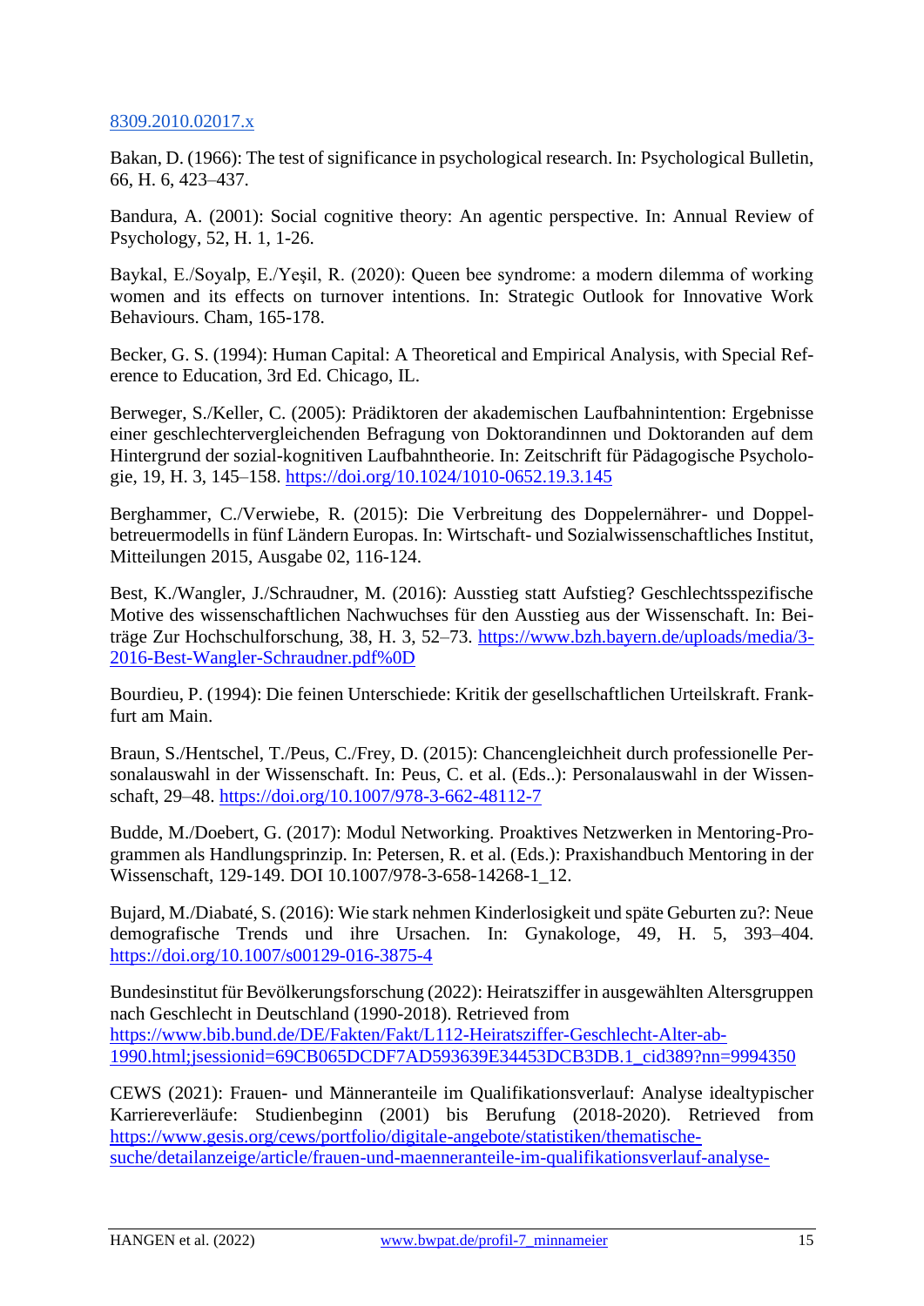8309.2010.02017.x

Bakan, D. (1966): The test of significance in psychological research. In: Psychological Bulletin, 66, H. 6, 423–437.

Bandura, A. (2001): Social cognitive theory: An agentic perspective. In: Annual Review of Psychology, 52, H. 1, 1-26.

Baykal, E./Soyalp, E./Yeşil, R. (2020): Queen bee syndrome: a modern dilemma of working women and its effects on turnover intentions. In: Strategic Outlook for Innovative Work Behaviours. Cham, 165-178.

Becker, G. S. (1994): Human Capital: A Theoretical and Empirical Analysis, with Special Reference to Education, 3rd Ed. Chicago, IL.

Berweger, S./Keller, C. (2005): Prädiktoren der akademischen Laufbahnintention: Ergebnisse einer geschlechtervergleichenden Befragung von Doktorandinnen und Doktoranden auf dem Hintergrund der sozial-kognitiven Laufbahntheorie. In: Zeitschrift für Pädagogische Psychologie, 19, H. 3, 145–158. https://doi.org/10.1024/1010-0652.19.3.145

Berghammer, C./Verwiebe, R. (2015): Die Verbreitung des Doppelernährer- und Doppelbetreuermodells in fünf Ländern Europas. In: Wirtschaft- und Sozialwissenschaftliches Institut, Mitteilungen 2015, Ausgabe 02, 116-124.

Best, K./Wangler, J./Schraudner, M. (2016): Ausstieg statt Aufstieg? Geschlechtsspezifische Motive des wissenschaftlichen Nachwuchses für den Ausstieg aus der Wissenschaft. In: Beiträge Zur Hochschulforschung, 38, H. 3, 52–73. https://www.bzh.bayern.de/uploads/media/3-2016-Best-Wangler-Schraudner.pdf%0D

Bourdieu, P. (1994): Die feinen Unterschiede: Kritik der gesellschaftlichen Urteilskraft. Frankfurt am Main.

Braun, S./Hentschel, T./Peus, C./Frey, D. (2015): Chancengleichheit durch professionelle Personalauswahl in der Wissenschaft. In: Peus, C. et al. (Eds..): Personalauswahl in der Wissenschaft, 29–48. https://doi.org/10.1007/978-3-662-48112-7

Budde, M./Doebert, G. (2017): Modul Networking. Proaktives Netzwerken in Mentoring-Programmen als Handlungsprinzip. In: Petersen, R. et al. (Eds.): Praxishandbuch Mentoring in der Wissenschaft, 129-149. DOI 10.1007/978-3-658-14268-1_12.

Bujard, M./Diabaté, S. (2016): Wie stark nehmen Kinderlosigkeit und späte Geburten zu?: Neue demografische Trends und ihre Ursachen. In: Gynakologe, 49, H. 5, 393–404. https://doi.org/10.1007/s00129-016-3875-4

Bundesinstitut für Bevölkerungsforschung (2022): Heiratsziffer in ausgewählten Altersgruppen nach Geschlecht in Deutschland (1990-2018). Retrieved from https://www.bib.bund.de/DE/Fakten/Fakt/L112-Heiratsziffer-Geschlecht-Alter-ab-1990.html;jsessionid=69CB065DCDF7AD593639E34453DCB3DB.1_cid389?nn=9994350

CEWS (2021): Frauen- und Männeranteile im Qualifikationsverlauf: Analyse idealtypischer Karriereverläufe: Studienbeginn (2001) bis Berufung (2018-2020). Retrieved from https://www.gesis.org/cews/portfolio/digitale-angebote/statistiken/thematische-suche/detailanzeige/article/frauen-und-maenneranteile-im-qualifikationsverlauf-analyse-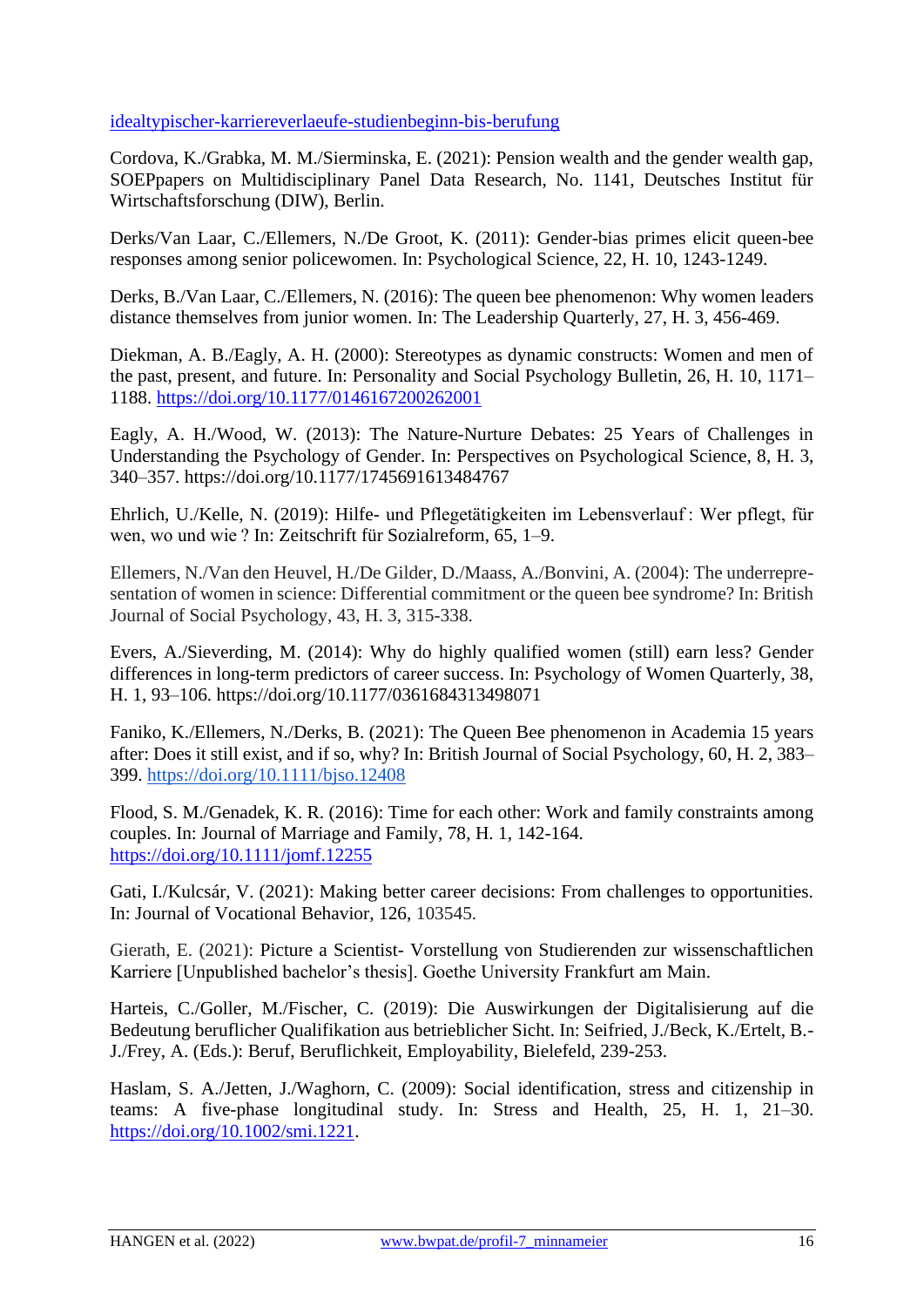idealtypischer-karriereverlaeufe-studienbeginn-bis-berufung

Cordova, K./Grabka, M. M./Sierminska, E. (2021): Pension wealth and the gender wealth gap, SOEPpapers on Multidisciplinary Panel Data Research, No. 1141, Deutsches Institut für Wirtschaftsforschung (DIW), Berlin.

Derks/Van Laar, C./Ellemers, N./De Groot, K. (2011): Gender-bias primes elicit queen-bee responses among senior policewomen. In: Psychological Science, 22, H. 10, 1243-1249.

Derks, B./Van Laar, C./Ellemers, N. (2016): The queen bee phenomenon: Why women leaders distance themselves from junior women. In: The Leadership Quarterly, 27, H. 3, 456-469.

Diekman, A. B./Eagly, A. H. (2000): Stereotypes as dynamic constructs: Women and men of the past, present, and future. In: Personality and Social Psychology Bulletin, 26, H. 10, 1171–1188. https://doi.org/10.1177/0146167200262001

Eagly, A. H./Wood, W. (2013): The Nature-Nurture Debates: 25 Years of Challenges in Understanding the Psychology of Gender. In: Perspectives on Psychological Science, 8, H. 3, 340–357. https://doi.org/10.1177/1745691613484767

Ehrlich, U./Kelle, N. (2019): Hilfe- und Pflegetätigkeiten im Lebensverlauf : Wer pflegt, für wen, wo und wie ? In: Zeitschrift für Sozialreform, 65, 1–9.

Ellemers, N./Van den Heuvel, H./De Gilder, D./Maass, A./Bonvini, A. (2004): The underrepresentation of women in science: Differential commitment or the queen bee syndrome? In: British Journal of Social Psychology, 43, H. 3, 315-338.

Evers, A./Sieverding, M. (2014): Why do highly qualified women (still) earn less? Gender differences in long-term predictors of career success. In: Psychology of Women Quarterly, 38, H. 1, 93–106. https://doi.org/10.1177/0361684313498071

Faniko, K./Ellemers, N./Derks, B. (2021): The Queen Bee phenomenon in Academia 15 years after: Does it still exist, and if so, why? In: British Journal of Social Psychology, 60, H. 2, 383–399. https://doi.org/10.1111/bjso.12408

Flood, S. M./Genadek, K. R. (2016): Time for each other: Work and family constraints among couples. In: Journal of Marriage and Family, 78, H. 1, 142-164. https://doi.org/10.1111/jomf.12255

Gati, I./Kulcsár, V. (2021): Making better career decisions: From challenges to opportunities. In: Journal of Vocational Behavior, 126, 103545.

Gierath, E. (2021): Picture a Scientist- Vorstellung von Studierenden zur wissenschaftlichen Karriere [Unpublished bachelor's thesis]. Goethe University Frankfurt am Main.

Harteis, C./Goller, M./Fischer, C. (2019): Die Auswirkungen der Digitalisierung auf die Bedeutung beruflicher Qualifikation aus betrieblicher Sicht. In: Seifried, J./Beck, K./Ertelt, B.-J./Frey, A. (Eds.): Beruf, Beruflichkeit, Employability, Bielefeld, 239-253.

Haslam, S. A./Jetten, J./Waghorn, C. (2009): Social identification, stress and citizenship in teams: A five-phase longitudinal study. In: Stress and Health, 25, H. 1, 21–30. https://doi.org/10.1002/smi.1221.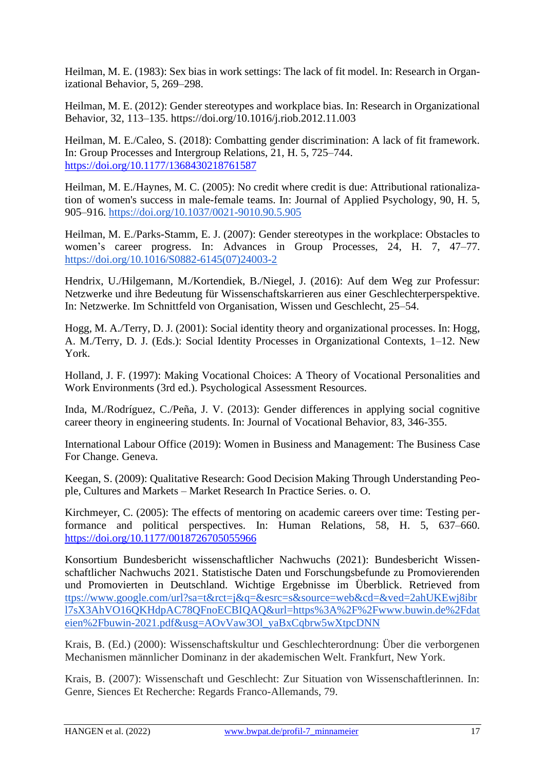Heilman, M. E. (1983): Sex bias in work settings: The lack of fit model. In: Research in Organizational Behavior, 5, 269–298.

Heilman, M. E. (2012): Gender stereotypes and workplace bias. In: Research in Organizational Behavior, 32, 113–135. https://doi.org/10.1016/j.riob.2012.11.003

Heilman, M. E./Caleo, S. (2018): Combatting gender discrimination: A lack of fit framework. In: Group Processes and Intergroup Relations, 21, H. 5, 725–744. https://doi.org/10.1177/1368430218761587

Heilman, M. E./Haynes, M. C. (2005): No credit where credit is due: Attributional rationalization of women's success in male-female teams. In: Journal of Applied Psychology, 90, H. 5, 905–916. https://doi.org/10.1037/0021-9010.90.5.905

Heilman, M. E./Parks-Stamm, E. J. (2007): Gender stereotypes in the workplace: Obstacles to women's career progress. In: Advances in Group Processes, 24, H. 7, 47–77. https://doi.org/10.1016/S0882-6145(07)24003-2

Hendrix, U./Hilgemann, M./Kortendiek, B./Niegel, J. (2016): Auf dem Weg zur Professur: Netzwerke und ihre Bedeutung für Wissenschaftskarrieren aus einer Geschlechterperspektive. In: Netzwerke. Im Schnittfeld von Organisation, Wissen und Geschlecht, 25–54.

Hogg, M. A./Terry, D. J. (2001): Social identity theory and organizational processes. In: Hogg, A. M./Terry, D. J. (Eds.): Social Identity Processes in Organizational Contexts, 1–12. New York.

Holland, J. F. (1997): Making Vocational Choices: A Theory of Vocational Personalities and Work Environments (3rd ed.). Psychological Assessment Resources.

Inda, M./Rodríguez, C./Peña, J. V. (2013): Gender differences in applying social cognitive career theory in engineering students. In: Journal of Vocational Behavior, 83, 346-355.

International Labour Office (2019): Women in Business and Management: The Business Case For Change. Geneva.

Keegan, S. (2009): Qualitative Research: Good Decision Making Through Understanding People, Cultures and Markets – Market Research In Practice Series. o. O.

Kirchmeyer, C. (2005): The effects of mentoring on academic careers over time: Testing performance and political perspectives. In: Human Relations, 58, H. 5, 637–660. https://doi.org/10.1177/0018726705055966

Konsortium Bundesbericht wissenschaftlicher Nachwuchs (2021): Bundesbericht Wissenschaftlicher Nachwuchs 2021. Statistische Daten und Forschungsbefunde zu Promovierenden und Promovierten in Deutschland. Wichtige Ergebnisse im Überblick. Retrieved from ttps://www.google.com/url?sa=t&rct=j&q=&esrc=s&source=web&cd=&ved=2ahUKEwj8ibrl7sX3AhVO16QKHdpAC78QFnoECBIQAQ&url=https%3A%2F%2Fwww.buwin.de%2Fdateien%2Fbuwin-2021.pdf&usg=AOvVaw3Ol_yaBxCqbrw5wXtpcDNN

Krais, B. (Ed.) (2000): Wissenschaftskultur und Geschlechterordnung: Über die verborgenen Mechanismen männlicher Dominanz in der akademischen Welt. Frankfurt, New York.

Krais, B. (2007): Wissenschaft und Geschlecht: Zur Situation von Wissenschaftlerinnen. In: Genre, Siences Et Recherche: Regards Franco-Allemands, 79.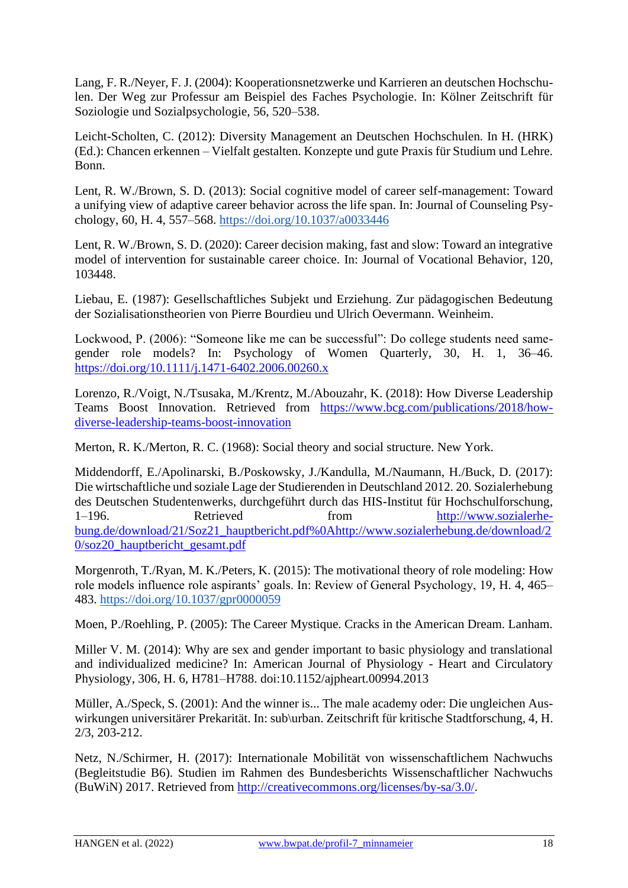Lang, F. R./Neyer, F. J. (2004): Kooperationsnetzwerke und Karrieren an deutschen Hochschulen. Der Weg zur Professur am Beispiel des Faches Psychologie. In: Kölner Zeitschrift für Soziologie und Sozialpsychologie, 56, 520–538.

Leicht-Scholten, C. (2012): Diversity Management an Deutschen Hochschulen. In H. (HRK) (Ed.): Chancen erkennen – Vielfalt gestalten. Konzepte und gute Praxis für Studium und Lehre. Bonn.

Lent, R. W./Brown, S. D. (2013): Social cognitive model of career self-management: Toward a unifying view of adaptive career behavior across the life span. In: Journal of Counseling Psychology, 60, H. 4, 557–568. https://doi.org/10.1037/a0033446

Lent, R. W./Brown, S. D. (2020): Career decision making, fast and slow: Toward an integrative model of intervention for sustainable career choice. In: Journal of Vocational Behavior, 120, 103448.

Liebau, E. (1987): Gesellschaftliches Subjekt und Erziehung. Zur pädagogischen Bedeutung der Sozialisationstheorien von Pierre Bourdieu und Ulrich Oevermann. Weinheim.

Lockwood, P. (2006): "Someone like me can be successful": Do college students need same-gender role models? In: Psychology of Women Quarterly, 30, H. 1, 36–46. https://doi.org/10.1111/j.1471-6402.2006.00260.x

Lorenzo, R./Voigt, N./Tsusaka, M./Krentz, M./Abouzahr, K. (2018): How Diverse Leadership Teams Boost Innovation. Retrieved from https://www.bcg.com/publications/2018/how-diverse-leadership-teams-boost-innovation

Merton, R. K./Merton, R. C. (1968): Social theory and social structure. New York.

Middendorff, E./Apolinarski, B./Poskowsky, J./Kandulla, M./Naumann, H./Buck, D. (2017): Die wirtschaftliche und soziale Lage der Studierenden in Deutschland 2012. 20. Sozialerhebung des Deutschen Studentenwerks, durchgeführt durch das HIS-Institut für Hochschulforschung, 1–196. Retrieved from http://www.sozialerhebung.de/download/21/Soz21_hauptbericht.pdf%0Ahttp://www.sozialerhebung.de/download/20/soz20_hauptbericht_gesamt.pdf

Morgenroth, T./Ryan, M. K./Peters, K. (2015): The motivational theory of role modeling: How role models influence role aspirants' goals. In: Review of General Psychology, 19, H. 4, 465–483. https://doi.org/10.1037/gpr0000059

Moen, P./Roehling, P. (2005): The Career Mystique. Cracks in the American Dream. Lanham.

Miller V. M. (2014): Why are sex and gender important to basic physiology and translational and individualized medicine? In: American Journal of Physiology - Heart and Circulatory Physiology, 306, H. 6, H781–H788. doi:10.1152/ajpheart.00994.2013

Müller, A./Speck, S. (2001): And the winner is... The male academy oder: Die ungleichen Auswirkungen universitärer Prekarität. In: sub\urban. Zeitschrift für kritische Stadtforschung, 4, H. 2/3, 203-212.

Netz, N./Schirmer, H. (2017): Internationale Mobilität von wissenschaftlichem Nachwuchs (Begleitstudie B6). Studien im Rahmen des Bundesberichts Wissenschaftlicher Nachwuchs (BuWiN) 2017. Retrieved from http://creativecommons.org/licenses/by-sa/3.0/.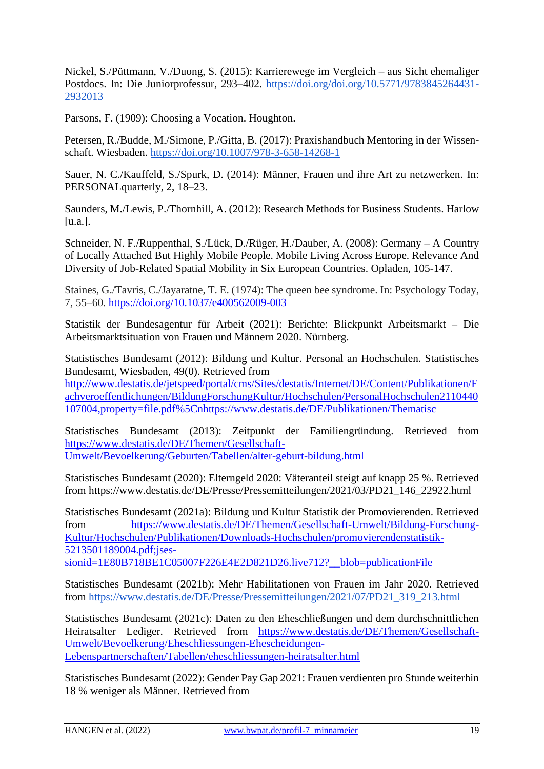Nickel, S./Püttmann, V./Duong, S. (2015): Karrierewege im Vergleich – aus Sicht ehemaliger Postdocs. In: Die Juniorprofessur, 293–402. https://doi.org/doi.org/10.5771/9783845264431-2932013

Parsons, F. (1909): Choosing a Vocation. Houghton.

Petersen, R./Budde, M./Simone, P./Gitta, B. (2017): Praxishandbuch Mentoring in der Wissenschaft. Wiesbaden. https://doi.org/10.1007/978-3-658-14268-1

Sauer, N. C./Kauffeld, S./Spurk, D. (2014): Männer, Frauen und ihre Art zu netzwerken. In: PERSONALquarterly, 2, 18–23.

Saunders, M./Lewis, P./Thornhill, A. (2012): Research Methods for Business Students. Harlow [u.a.].

Schneider, N. F./Ruppenthal, S./Lück, D./Rüger, H./Dauber, A. (2008): Germany – A Country of Locally Attached But Highly Mobile People. Mobile Living Across Europe. Relevance And Diversity of Job-Related Spatial Mobility in Six European Countries. Opladen, 105-147.

Staines, G./Tavris, C./Jayaratne, T. E. (1974): The queen bee syndrome. In: Psychology Today, 7, 55–60. https://doi.org/10.1037/e400562009-003

Statistik der Bundesagentur für Arbeit (2021): Berichte: Blickpunkt Arbeitsmarkt – Die Arbeitsmarktsituation von Frauen und Männern 2020. Nürnberg.

Statistisches Bundesamt (2012): Bildung und Kultur. Personal an Hochschulen. Statistisches Bundesamt, Wiesbaden, 49(0). Retrieved from http://www.destatis.de/jetspeed/portal/cms/Sites/destatis/Internet/DE/Content/Publikationen/Fachveroeffentlichungen/BildungForschungKultur/Hochschulen/PersonalHochschulen2110440107004,property=file.pdf%5Cnhttps://www.destatis.de/DE/Publikationen/Thematisc

Statistisches Bundesamt (2013): Zeitpunkt der Familiengründung. Retrieved from https://www.destatis.de/DE/Themen/Gesellschaft-Umwelt/Bevoelkerung/Geburten/Tabellen/alter-geburt-bildung.html

Statistisches Bundesamt (2020): Elterngeld 2020: Väteranteil steigt auf knapp 25 %. Retrieved from https://www.destatis.de/DE/Presse/Pressemitteilungen/2021/03/PD21_146_22922.html

Statistisches Bundesamt (2021a): Bildung und Kultur Statistik der Promovierenden. Retrieved from https://www.destatis.de/DE/Themen/Gesellschaft-Umwelt/Bildung-Forschung-Kultur/Hochschulen/Publikationen/Downloads-Hochschulen/promovierendenstatistik-5213501189004.pdf;jsessionid=1E80B718BE1C05007F226E4E2D821D26.live712?__blob=publicationFile

Statistisches Bundesamt (2021b): Mehr Habilitationen von Frauen im Jahr 2020. Retrieved from https://www.destatis.de/DE/Presse/Pressemitteilungen/2021/07/PD21_319_213.html

Statistisches Bundesamt (2021c): Daten zu den Eheschließungen und dem durchschnittlichen Heiratsalter Lediger. Retrieved from https://www.destatis.de/DE/Themen/Gesellschaft-Umwelt/Bevoelkerung/Eheschliessungen-Ehescheidungen-Lebenspartnerschaften/Tabellen/eheschliessungen-heiratsalter.html

Statistisches Bundesamt (2022): Gender Pay Gap 2021: Frauen verdienten pro Stunde weiterhin 18 % weniger als Männer. Retrieved from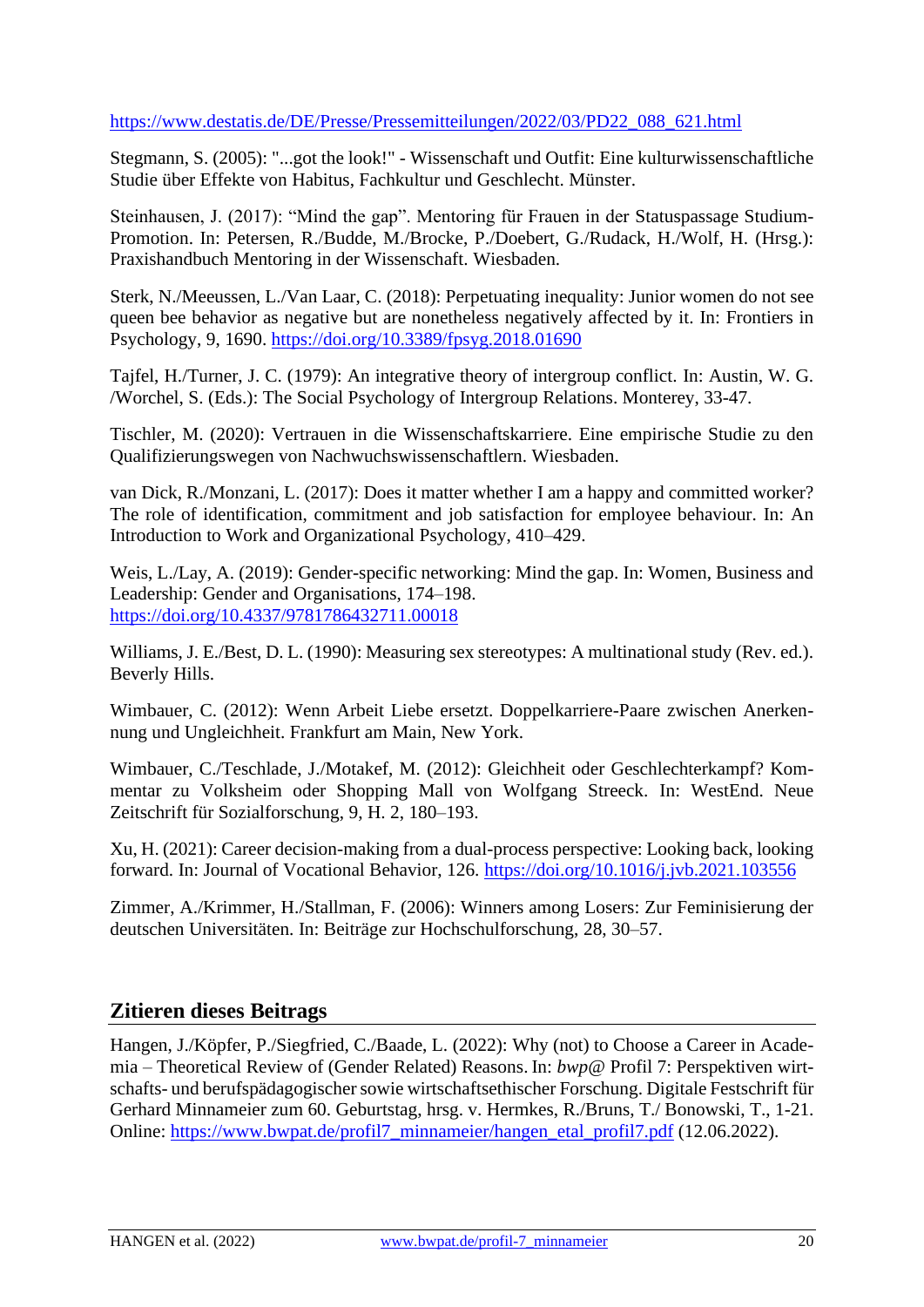https://www.destatis.de/DE/Presse/Pressemitteilungen/2022/03/PD22_088_621.html

Stegmann, S. (2005): "...got the look!" - Wissenschaft und Outfit: Eine kulturwissenschaftliche Studie über Effekte von Habitus, Fachkultur und Geschlecht. Münster.

Steinhausen, J. (2017): "Mind the gap". Mentoring für Frauen in der Statuspassage Studium-Promotion. In: Petersen, R./Budde, M./Brocke, P./Doebert, G./Rudack, H./Wolf, H. (Hrsg.): Praxishandbuch Mentoring in der Wissenschaft. Wiesbaden.

Sterk, N./Meeussen, L./Van Laar, C. (2018): Perpetuating inequality: Junior women do not see queen bee behavior as negative but are nonetheless negatively affected by it. In: Frontiers in Psychology, 9, 1690. https://doi.org/10.3389/fpsyg.2018.01690

Tajfel, H./Turner, J. C. (1979): An integrative theory of intergroup conflict. In: Austin, W. G. /Worchel, S. (Eds.): The Social Psychology of Intergroup Relations. Monterey, 33-47.

Tischler, M. (2020): Vertrauen in die Wissenschaftskarriere. Eine empirische Studie zu den Qualifizierungswegen von Nachwuchswissenschaftlern. Wiesbaden.

van Dick, R./Monzani, L. (2017): Does it matter whether I am a happy and committed worker? The role of identification, commitment and job satisfaction for employee behaviour. In: An Introduction to Work and Organizational Psychology, 410–429.

Weis, L./Lay, A. (2019): Gender-specific networking: Mind the gap. In: Women, Business and Leadership: Gender and Organisations, 174–198. https://doi.org/10.4337/9781786432711.00018

Williams, J. E./Best, D. L. (1990): Measuring sex stereotypes: A multinational study (Rev. ed.). Beverly Hills.

Wimbauer, C. (2012): Wenn Arbeit Liebe ersetzt. Doppelkarriere-Paare zwischen Anerkennung und Ungleichheit. Frankfurt am Main, New York.

Wimbauer, C./Teschlade, J./Motakef, M. (2012): Gleichheit oder Geschlechterkampf? Kommentar zu Volksheim oder Shopping Mall von Wolfgang Streeck. In: WestEnd. Neue Zeitschrift für Sozialforschung, 9, H. 2, 180–193.

Xu, H. (2021): Career decision-making from a dual-process perspective: Looking back, looking forward. In: Journal of Vocational Behavior, 126. https://doi.org/10.1016/j.jvb.2021.103556

Zimmer, A./Krimmer, H./Stallman, F. (2006): Winners among Losers: Zur Feminisierung der deutschen Universitäten. In: Beiträge zur Hochschulforschung, 28, 30–57.

## Zitieren dieses Beitrags

Hangen, J./Köpfer, P./Siegfried, C./Baade, L. (2022): Why (not) to Choose a Career in Academia – Theoretical Review of (Gender Related) Reasons. In: *bwp@* Profil 7: Perspektiven wirtschafts- und berufspädagogischer sowie wirtschaftsethischer Forschung. Digitale Festschrift für Gerhard Minnameier zum 60. Geburtstag, hrsg. v. Hermkes, R./Bruns, T./ Bonowski, T., 1-21. Online: https://www.bwpat.de/profil7_minnameier/hangen_etal_profil7.pdf (12.06.2022).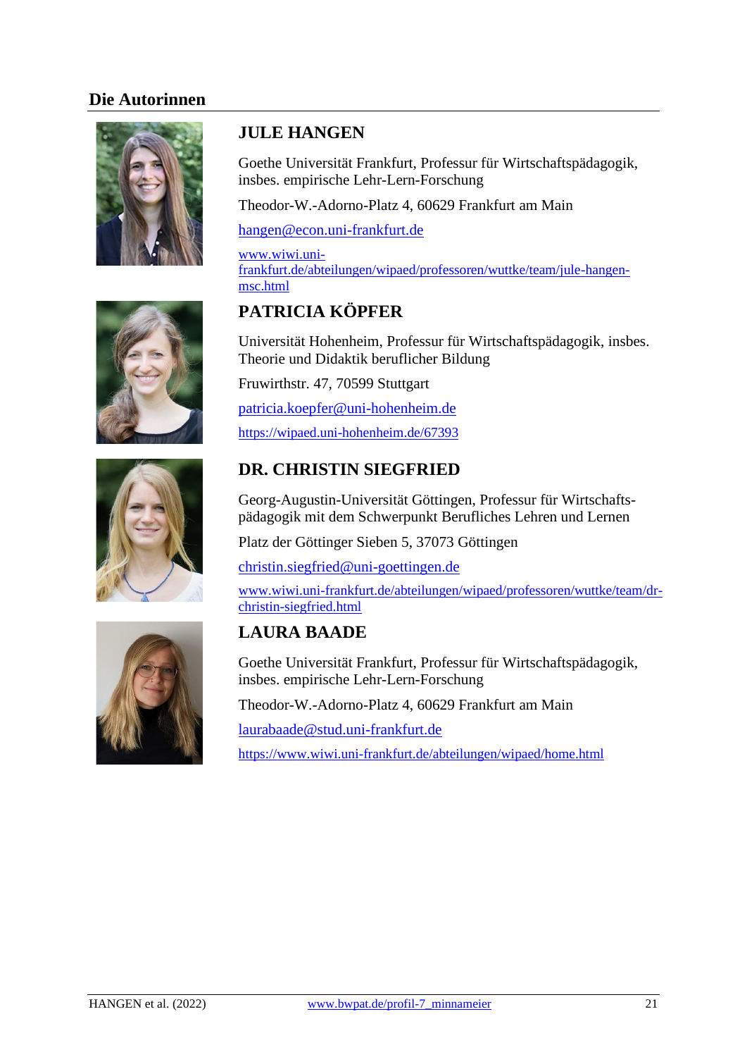## Die Autorinnen

### JULE HANGEN

Goethe Universität Frankfurt, Professur für Wirtschaftspädagogik, insbes. empirische Lehr-Lern-Forschung

Theodor-W.-Adorno-Platz 4, 60629 Frankfurt am Main

hangen@econ.uni-frankfurt.de

www.wiwi.uni-frankfurt.de/abteilungen/wipaed/professoren/wuttke/team/jule-hangen-msc.html

### PATRICIA KÖPFER

Universität Hohenheim, Professur für Wirtschaftspädagogik, insbes. Theorie und Didaktik beruflicher Bildung

Fruwirthstr. 47, 70599 Stuttgart

patricia.koepfer@uni-hohenheim.de

https://wipaed.uni-hohenheim.de/67393

### DR. CHRISTIN SIEGFRIED

Georg-Augustin-Universität Göttingen, Professur für Wirtschaftspädagogik mit dem Schwerpunkt Berufliches Lehren und Lernen

Platz der Göttinger Sieben 5, 37073 Göttingen

christin.siegfried@uni-goettingen.de

www.wiwi.uni-frankfurt.de/abteilungen/wipaed/professoren/wuttke/team/dr-christin-siegfried.html

### LAURA BAADE

Goethe Universität Frankfurt, Professur für Wirtschaftspädagogik, insbes. empirische Lehr-Lern-Forschung

Theodor-W.-Adorno-Platz 4, 60629 Frankfurt am Main

laurabaade@stud.uni-frankfurt.de

https://www.wiwi.uni-frankfurt.de/abteilungen/wipaed/home.html